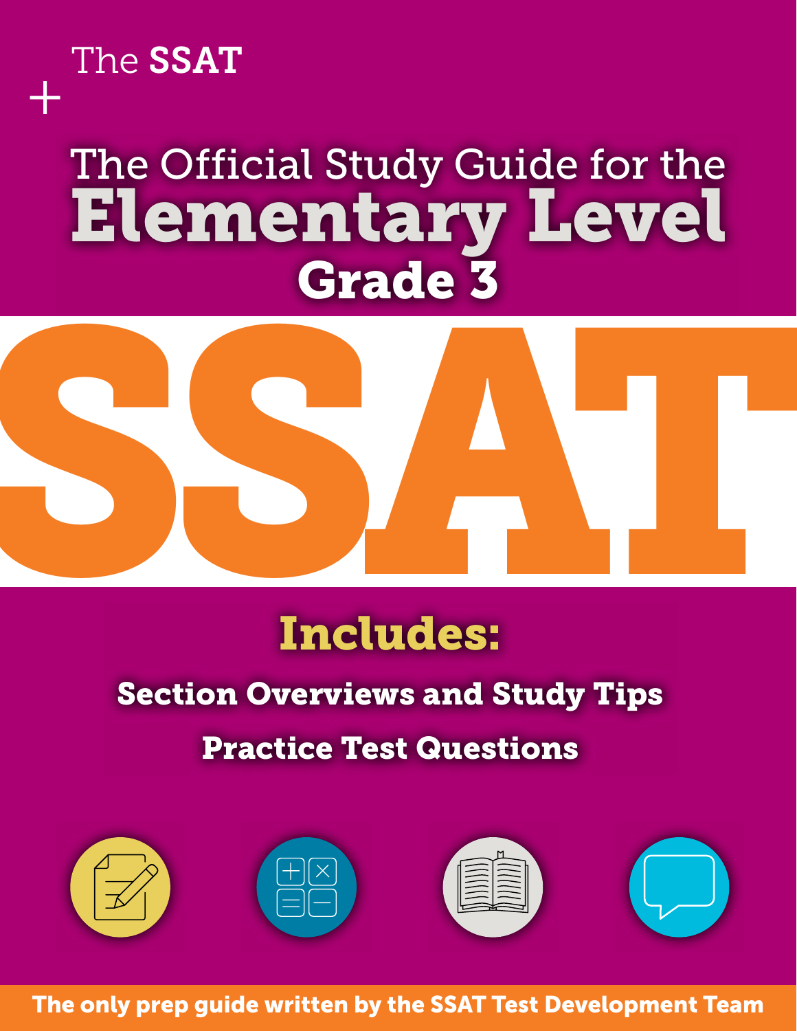The **SSAT**

# The Official Study Guide for the Elementary Level

## Grade 3

# SSAT

**Includes:**

**Section Overviews and Study Tips**

**Practice Test Questions**

**The only prep guide written by the SSAT Test Development Team**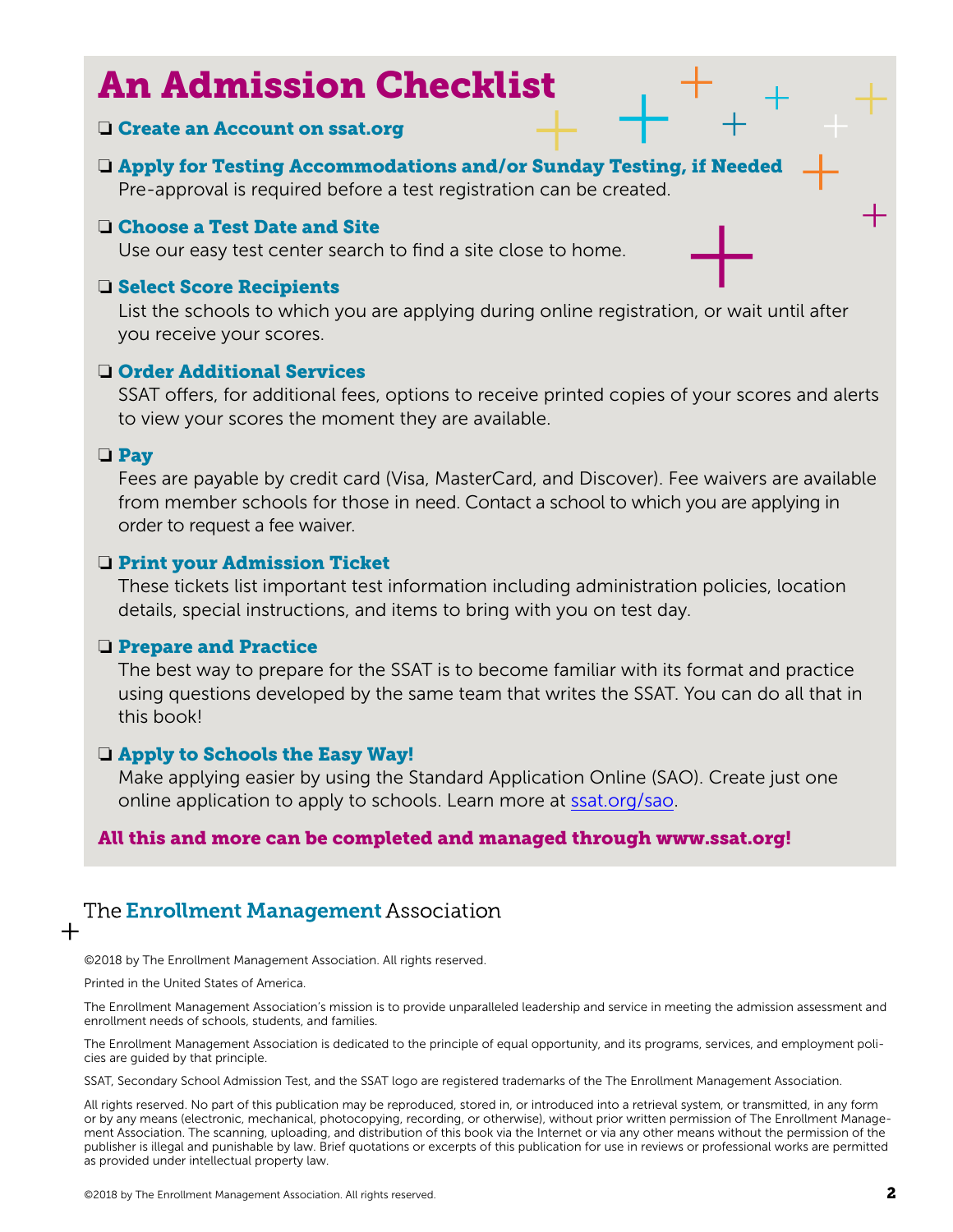# An Admission Checklist

❑ **Create an Account on ssat.org**

❑ **Apply for Testing Accommodations and/or Sunday Testing, if Needed**
Pre-approval is required before a test registration can be created.

❑ **Choose a Test Date and Site**
Use our easy test center search to find a site close to home.

❑ **Select Score Recipients**
List the schools to which you are applying during online registration, or wait until after you receive your scores.

❑ **Order Additional Services**
SSAT offers, for additional fees, options to receive printed copies of your scores and alerts to view your scores the moment they are available.

❑ **Pay**
Fees are payable by credit card (Visa, MasterCard, and Discover). Fee waivers are available from member schools for those in need. Contact a school to which you are applying in order to request a fee waiver.

❑ **Print your Admission Ticket**
These tickets list important test information including administration policies, location details, special instructions, and items to bring with you on test day.

❑ **Prepare and Practice**
The best way to prepare for the SSAT is to become familiar with its format and practice using questions developed by the same team that writes the SSAT. You can do all that in this book!

❑ **Apply to Schools the Easy Way!**
Make applying easier by using the Standard Application Online (SAO). Create just one online application to apply to schools. Learn more at ssat.org/sao.

**All this and more can be completed and managed through www.ssat.org!**

The Enrollment Management Association

©2018 by The Enrollment Management Association. All rights reserved.

Printed in the United States of America.

The Enrollment Management Association's mission is to provide unparalleled leadership and service in meeting the admission assessment and enrollment needs of schools, students, and families.

The Enrollment Management Association is dedicated to the principle of equal opportunity, and its programs, services, and employment policies are guided by that principle.

SSAT, Secondary School Admission Test, and the SSAT logo are registered trademarks of the The Enrollment Management Association.

All rights reserved. No part of this publication may be reproduced, stored in, or introduced into a retrieval system, or transmitted, in any form or by any means (electronic, mechanical, photocopying, recording, or otherwise), without prior written permission of The Enrollment Management Association. The scanning, uploading, and distribution of this book via the Internet or via any other means without the permission of the publisher is illegal and punishable by law. Brief quotations or excerpts of this publication for use in reviews or professional works are permitted as provided under intellectual property law.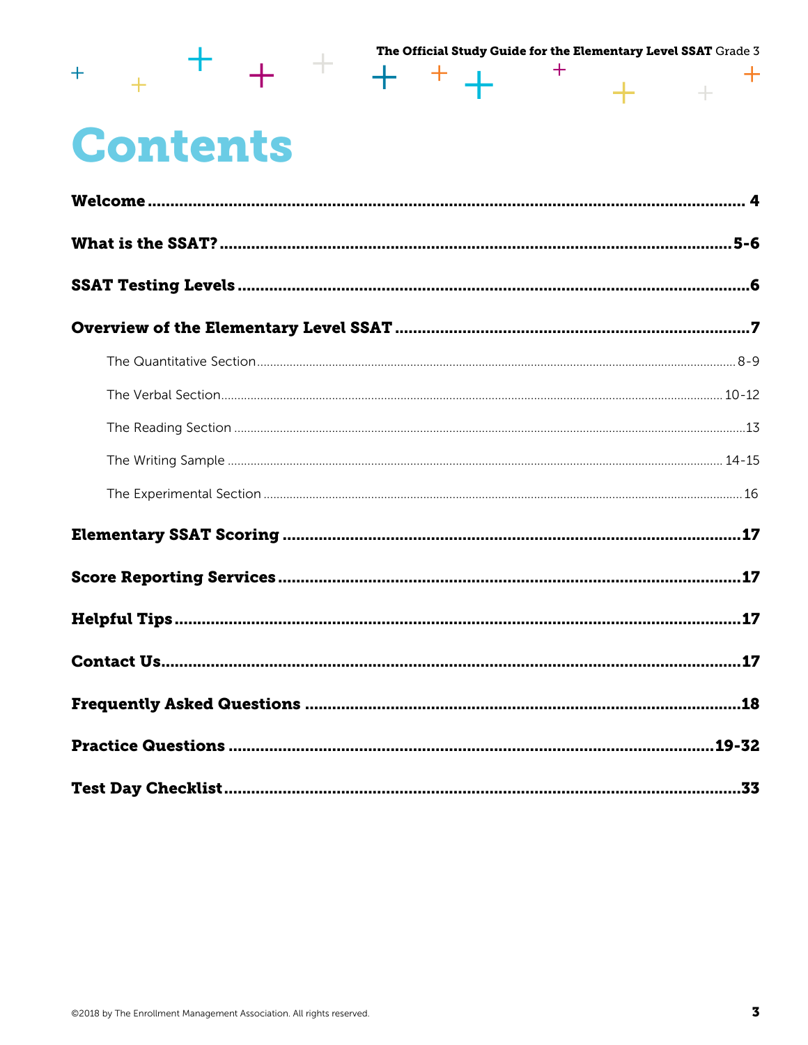# Contents

**Welcome** ........................................................ **4**

**What is the SSAT?** ........................................................ **5-6**

**SSAT Testing Levels** ........................................................ **6**

**Overview of the Elementary Level SSAT** ........................................................ **7**

- The Quantitative Section ........................................................ 8-9
- The Verbal Section ........................................................ 10-12
- The Reading Section ........................................................ 13
- The Writing Sample ........................................................ 14-15
- The Experimental Section ........................................................ 16

**Elementary SSAT Scoring** ........................................................ **17**

**Score Reporting Services** ........................................................ **17**

**Helpful Tips** ........................................................ **17**

**Contact Us** ........................................................ **17**

**Frequently Asked Questions** ........................................................ **18**

**Practice Questions** ........................................................ **19-32**

**Test Day Checklist** ........................................................ **33**

©2018 by The Enrollment Management Association. All rights reserved.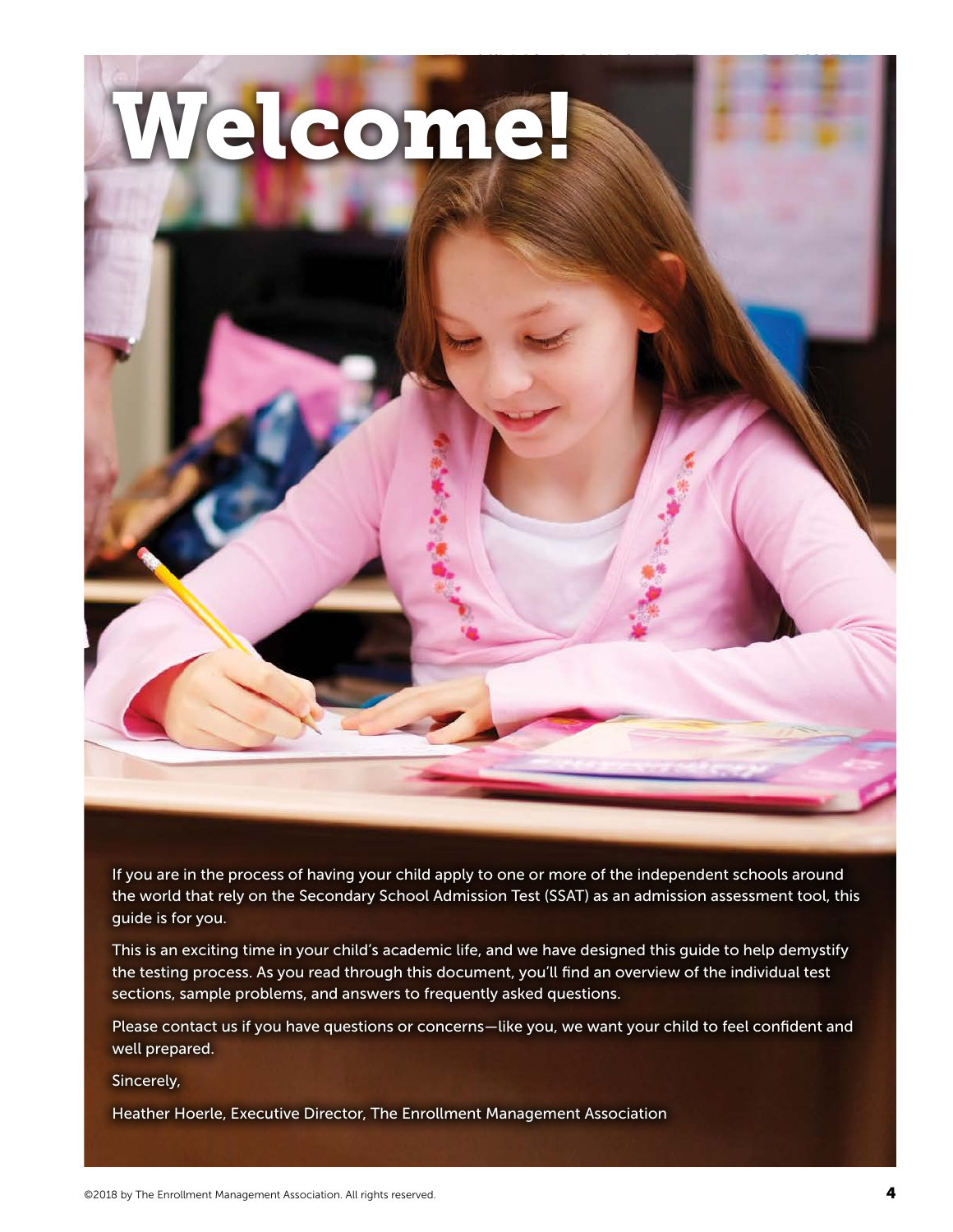# Welcome!

If you are in the process of having your child apply to one or more of the independent schools around the world that rely on the Secondary School Admission Test (SSAT) as an admission assessment tool, this guide is for you.

This is an exciting time in your child's academic life, and we have designed this guide to help demystify the testing process. As you read through this document, you'll find an overview of the individual test sections, sample problems, and answers to frequently asked questions.

Please contact us if you have questions or concerns—like you, we want your child to feel confident and well prepared.

Sincerely,

Heather Hoerle, Executive Director, The Enrollment Management Association

©2018 by The Enrollment Management Association. All rights reserved.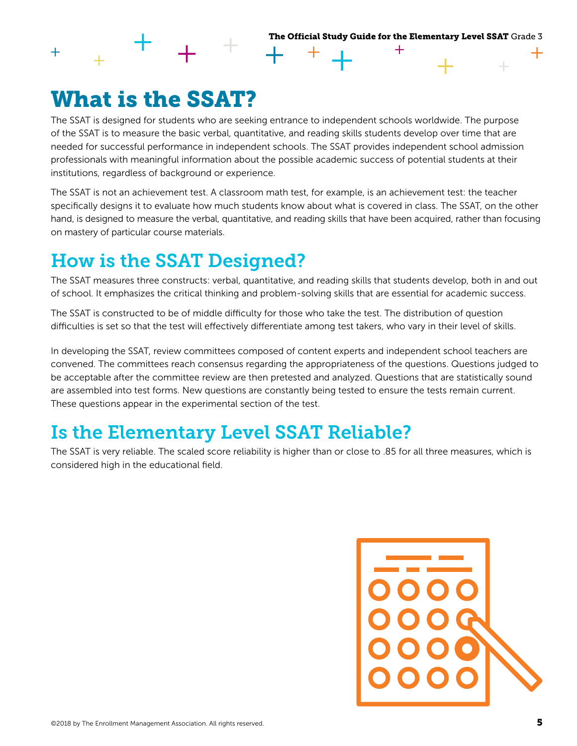# What is the SSAT?

The SSAT is designed for students who are seeking entrance to independent schools worldwide. The purpose of the SSAT is to measure the basic verbal, quantitative, and reading skills students develop over time that are needed for successful performance in independent schools. The SSAT provides independent school admission professionals with meaningful information about the possible academic success of potential students at their institutions, regardless of background or experience.

The SSAT is not an achievement test. A classroom math test, for example, is an achievement test: the teacher specifically designs it to evaluate how much students know about what is covered in class. The SSAT, on the other hand, is designed to measure the verbal, quantitative, and reading skills that have been acquired, rather than focusing on mastery of particular course materials.

## How is the SSAT Designed?

The SSAT measures three constructs: verbal, quantitative, and reading skills that students develop, both in and out of school. It emphasizes the critical thinking and problem-solving skills that are essential for academic success.

The SSAT is constructed to be of middle difficulty for those who take the test. The distribution of question difficulties is set so that the test will effectively differentiate among test takers, who vary in their level of skills.

In developing the SSAT, review committees composed of content experts and independent school teachers are convened. The committees reach consensus regarding the appropriateness of the questions. Questions judged to be acceptable after the committee review are then pretested and analyzed. Questions that are statistically sound are assembled into test forms. New questions are constantly being tested to ensure the tests remain current. These questions appear in the experimental section of the test.

## Is the Elementary Level SSAT Reliable?

The SSAT is very reliable. The scaled score reliability is higher than or close to .85 for all three measures, which is considered high in the educational field.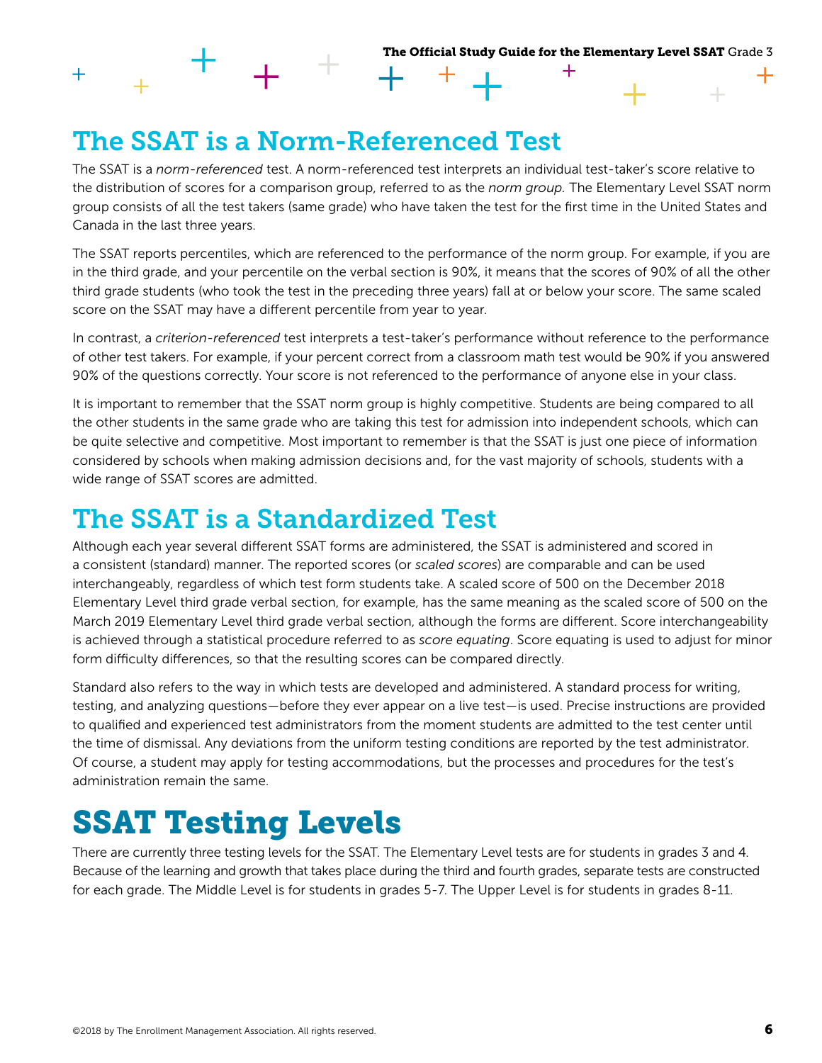## The SSAT is a Norm-Referenced Test

The SSAT is a *norm-referenced* test. A norm-referenced test interprets an individual test-taker's score relative to the distribution of scores for a comparison group, referred to as the *norm group*. The Elementary Level SSAT norm group consists of all the test takers (same grade) who have taken the test for the first time in the United States and Canada in the last three years.

The SSAT reports percentiles, which are referenced to the performance of the norm group. For example, if you are in the third grade, and your percentile on the verbal section is 90%, it means that the scores of 90% of all the other third grade students (who took the test in the preceding three years) fall at or below your score. The same scaled score on the SSAT may have a different percentile from year to year.

In contrast, a *criterion-referenced* test interprets a test-taker's performance without reference to the performance of other test takers. For example, if your percent correct from a classroom math test would be 90% if you answered 90% of the questions correctly. Your score is not referenced to the performance of anyone else in your class.

It is important to remember that the SSAT norm group is highly competitive. Students are being compared to all the other students in the same grade who are taking this test for admission into independent schools, which can be quite selective and competitive. Most important to remember is that the SSAT is just one piece of information considered by schools when making admission decisions and, for the vast majority of schools, students with a wide range of SSAT scores are admitted.

## The SSAT is a Standardized Test

Although each year several different SSAT forms are administered, the SSAT is administered and scored in a consistent (standard) manner. The reported scores (or *scaled scores*) are comparable and can be used interchangeably, regardless of which test form students take. A scaled score of 500 on the December 2018 Elementary Level third grade verbal section, for example, has the same meaning as the scaled score of 500 on the March 2019 Elementary Level third grade verbal section, although the forms are different. Score interchangeability is achieved through a statistical procedure referred to as *score equating*. Score equating is used to adjust for minor form difficulty differences, so that the resulting scores can be compared directly.

Standard also refers to the way in which tests are developed and administered. A standard process for writing, testing, and analyzing questions—before they ever appear on a live test—is used. Precise instructions are provided to qualified and experienced test administrators from the moment students are admitted to the test center until the time of dismissal. Any deviations from the uniform testing conditions are reported by the test administrator. Of course, a student may apply for testing accommodations, but the processes and procedures for the test's administration remain the same.

# SSAT Testing Levels

There are currently three testing levels for the SSAT. The Elementary Level tests are for students in grades 3 and 4. Because of the learning and growth that takes place during the third and fourth grades, separate tests are constructed for each grade. The Middle Level is for students in grades 5-7. The Upper Level is for students in grades 8-11.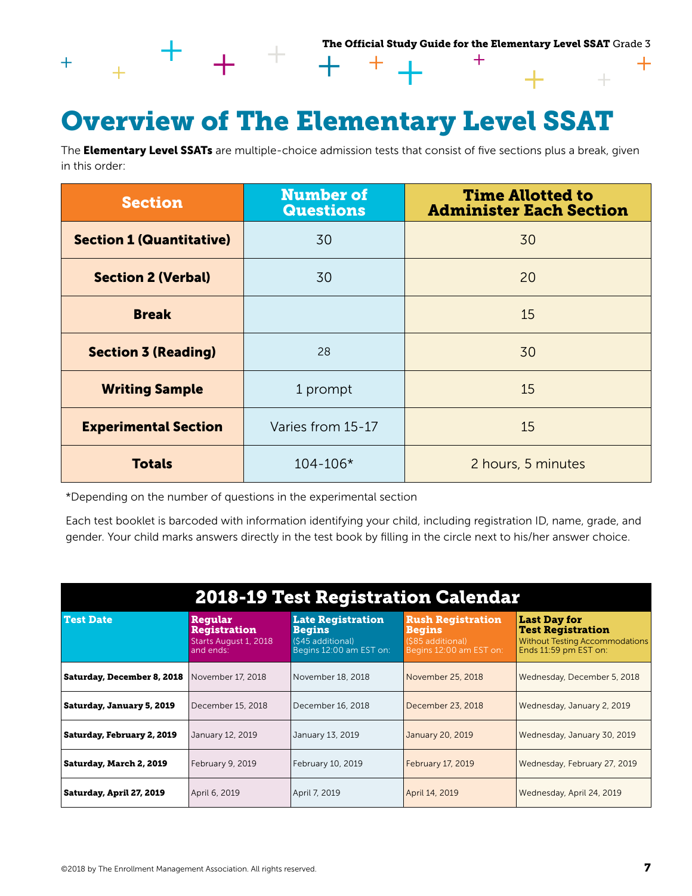# Overview of The Elementary Level SSAT

The **Elementary Level SSATs** are multiple-choice admission tests that consist of five sections plus a break, given in this order:

| Section | Number of Questions | Time Allotted to Administer Each Section |
|---|---|---|
| **Section 1 (Quantitative)** | 30 | 30 |
| **Section 2 (Verbal)** | 30 | 20 |
| **Break** | | 15 |
| **Section 3 (Reading)** | 28 | 30 |
| **Writing Sample** | 1 prompt | 15 |
| **Experimental Section** | Varies from 15-17 | 15 |
| **Totals** | 104-106* | 2 hours, 5 minutes |

*Depending on the number of questions in the experimental section

Each test booklet is barcoded with information identifying your child, including registration ID, name, grade, and gender. Your child marks answers directly in the test book by filling in the circle next to his/her answer choice.

| 2018-19 Test Registration Calendar | | | | |
|---|---|---|---|---|
| **Test Date** | **Regular Registration** Starts August 1, 2018 and ends: | **Late Registration Begins** ($45 additional) Begins 12:00 am EST on: | **Rush Registration Begins** ($85 additional) Begins 12:00 am EST on: | **Last Day for Test Registration** Without Testing Accommodations Ends 11:59 pm EST on: |
| **Saturday, December 8, 2018** | November 17, 2018 | November 18, 2018 | November 25, 2018 | Wednesday, December 5, 2018 |
| **Saturday, January 5, 2019** | December 15, 2018 | December 16, 2018 | December 23, 2018 | Wednesday, January 2, 2019 |
| **Saturday, February 2, 2019** | January 12, 2019 | January 13, 2019 | January 20, 2019 | Wednesday, January 30, 2019 |
| **Saturday, March 2, 2019** | February 9, 2019 | February 10, 2019 | February 17, 2019 | Wednesday, February 27, 2019 |
| **Saturday, April 27, 2019** | April 6, 2019 | April 7, 2019 | April 14, 2019 | Wednesday, April 24, 2019 |

©2018 by The Enrollment Management Association. All rights reserved.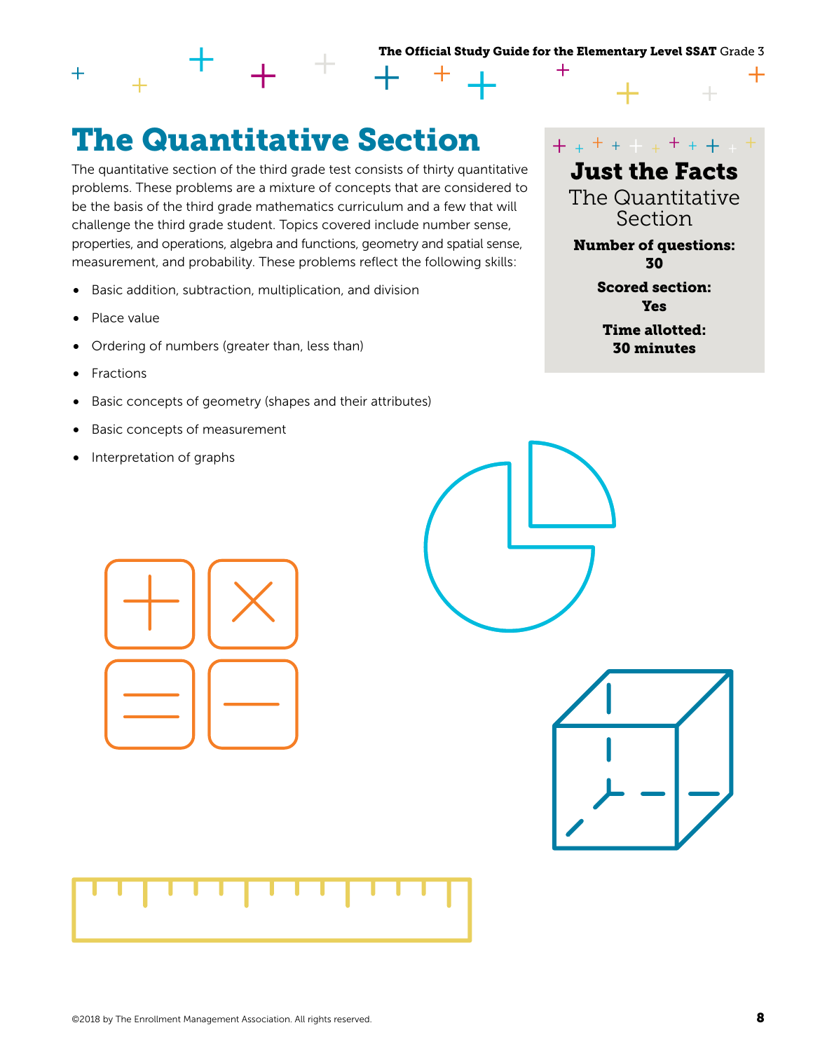# The Quantitative Section

The quantitative section of the third grade test consists of thirty quantitative problems. These problems are a mixture of concepts that are considered to be the basis of the third grade mathematics curriculum and a few that will challenge the third grade student. Topics covered include number sense, properties, and operations, algebra and functions, geometry and spatial sense, measurement, and probability. These problems reflect the following skills:

- Basic addition, subtraction, multiplication, and division
- Place value
- Ordering of numbers (greater than, less than)
- Fractions
- Basic concepts of geometry (shapes and their attributes)
- Basic concepts of measurement
- Interpretation of graphs

## Just the Facts

The Quantitative Section

**Number of questions:** **30**

**Scored section:** **Yes**

**Time allotted:** **30 minutes**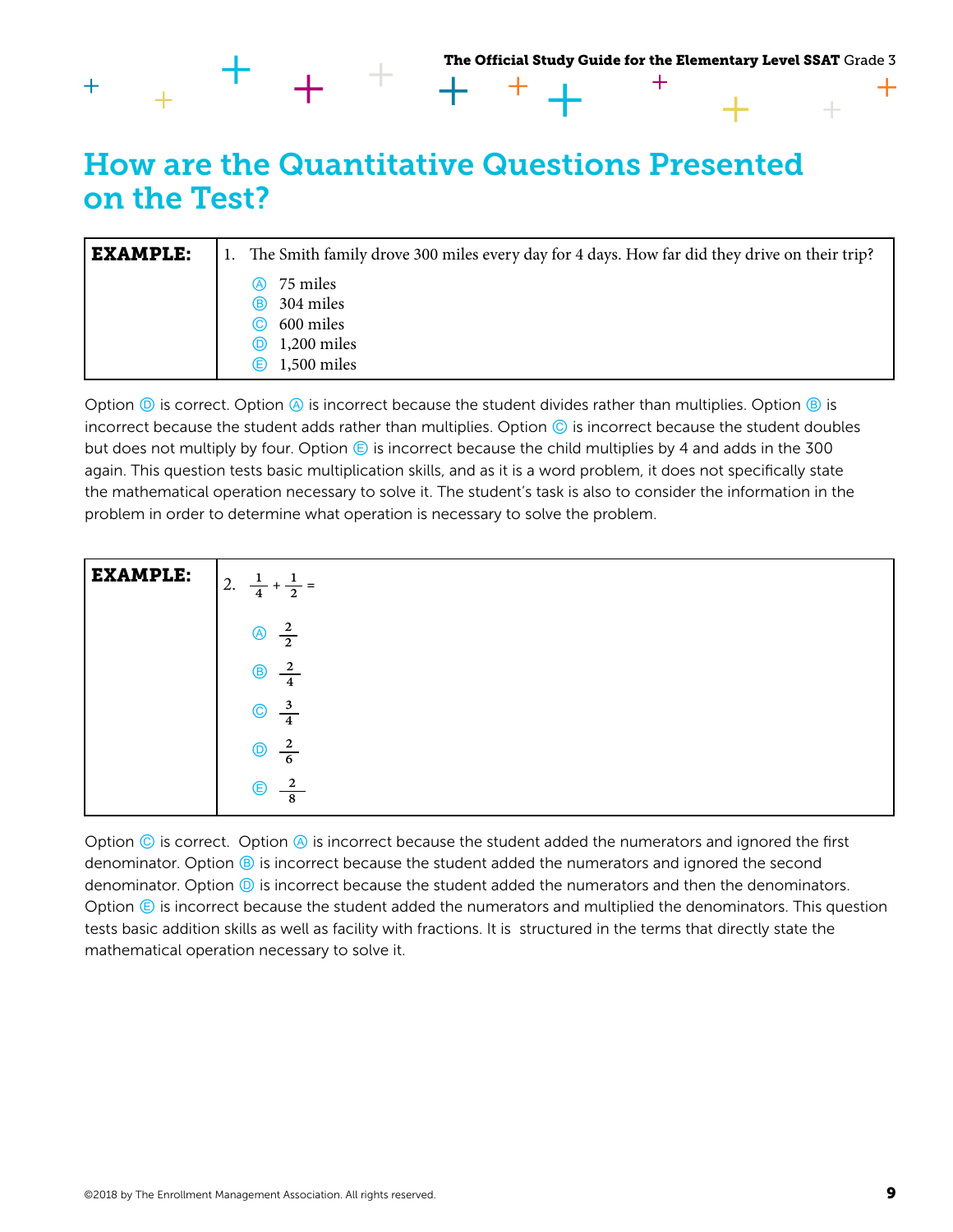# How are the Quantitative Questions Presented on the Test?

| **EXAMPLE:** | 1. The Smith family drove 300 miles every day for 4 days. How far did they drive on their trip?<br>Ⓐ 75 miles<br>Ⓑ 304 miles<br>Ⓒ 600 miles<br>Ⓓ 1,200 miles<br>Ⓔ 1,500 miles |
|---|---|

Option Ⓓ is correct. Option Ⓐ is incorrect because the student divides rather than multiplies. Option Ⓑ is incorrect because the student adds rather than multiplies. Option Ⓒ is incorrect because the student doubles but does not multiply by four. Option Ⓔ is incorrect because the child multiplies by 4 and adds in the 300 again. This question tests basic multiplication skills, and as it is a word problem, it does not specifically state the mathematical operation necessary to solve it. The student's task is also to consider the information in the problem in order to determine what operation is necessary to solve the problem.

| **EXAMPLE:** | 2. $\frac{1}{4} + \frac{1}{2} =$<br>Ⓐ $\frac{2}{2}$<br>Ⓑ $\frac{2}{4}$<br>Ⓒ $\frac{3}{4}$<br>Ⓓ $\frac{2}{6}$<br>Ⓔ $\frac{2}{8}$ |
|---|---|

Option Ⓒ is correct. Option Ⓐ is incorrect because the student added the numerators and ignored the first denominator. Option Ⓑ is incorrect because the student added the numerators and ignored the second denominator. Option Ⓓ is incorrect because the student added the numerators and then the denominators. Option Ⓔ is incorrect because the student added the numerators and multiplied the denominators. This question tests basic addition skills as well as facility with fractions. It is structured in the terms that directly state the mathematical operation necessary to solve it.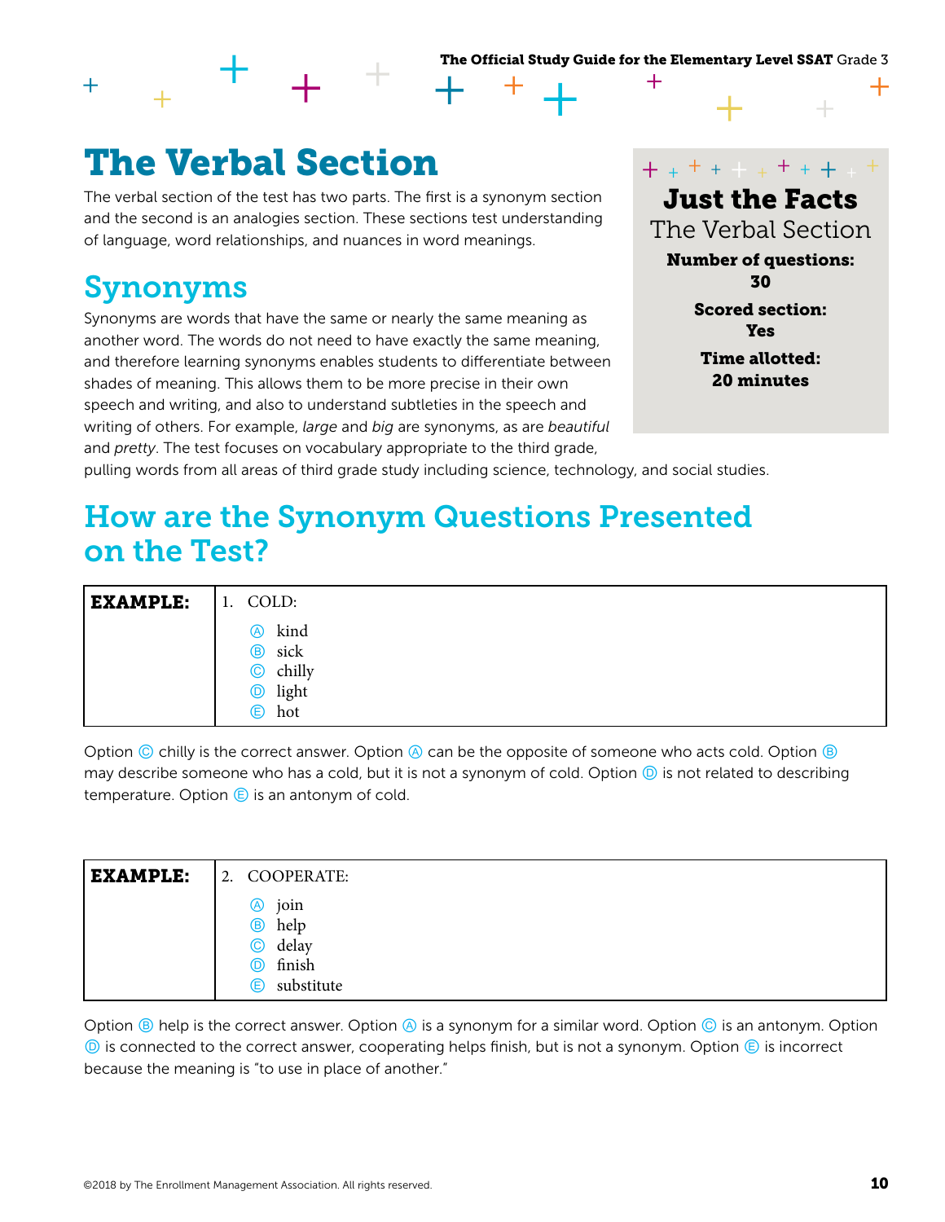# The Verbal Section

The verbal section of the test has two parts. The first is a synonym section and the second is an analogies section. These sections test understanding of language, word relationships, and nuances in word meanings.

**Just the Facts**
The Verbal Section

**Number of questions:** 30

**Scored section:** Yes

**Time allotted:** 20 minutes

## Synonyms

Synonyms are words that have the same or nearly the same meaning as another word. The words do not need to have exactly the same meaning, and therefore learning synonyms enables students to differentiate between shades of meaning. This allows them to be more precise in their own speech and writing, and also to understand subtleties in the speech and writing of others. For example, *large* and *big* are synonyms, as are *beautiful* and *pretty*. The test focuses on vocabulary appropriate to the third grade, pulling words from all areas of third grade study including science, technology, and social studies.

## How are the Synonym Questions Presented on the Test?

| **EXAMPLE:** | 1. COLD: |
|---|---|
| | Ⓐ kind<br>Ⓑ sick<br>Ⓒ chilly<br>Ⓓ light<br>Ⓔ hot |

Option Ⓒ chilly is the correct answer. Option Ⓐ can be the opposite of someone who acts cold. Option Ⓑ may describe someone who has a cold, but it is not a synonym of cold. Option Ⓓ is not related to describing temperature. Option Ⓔ is an antonym of cold.

| **EXAMPLE:** | 2. COOPERATE: |
|---|---|
| | Ⓐ join<br>Ⓑ help<br>Ⓒ delay<br>Ⓓ finish<br>Ⓔ substitute |

Option Ⓑ help is the correct answer. Option Ⓐ is a synonym for a similar word. Option Ⓒ is an antonym. Option Ⓓ is connected to the correct answer, cooperating helps finish, but is not a synonym. Option Ⓔ is incorrect because the meaning is "to use in place of another."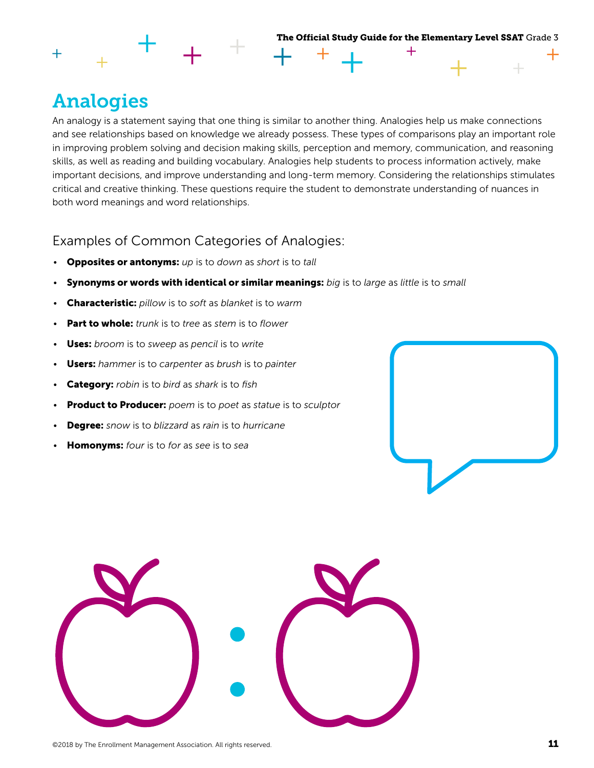# Analogies

An analogy is a statement saying that one thing is similar to another thing. Analogies help us make connections and see relationships based on knowledge we already possess. These types of comparisons play an important role in improving problem solving and decision making skills, perception and memory, communication, and reasoning skills, as well as reading and building vocabulary. Analogies help students to process information actively, make important decisions, and improve understanding and long-term memory. Considering the relationships stimulates critical and creative thinking. These questions require the student to demonstrate understanding of nuances in both word meanings and word relationships.

## Examples of Common Categories of Analogies:

- **Opposites or antonyms:** *up* is to *down* as *short* is to *tall*
- **Synonyms or words with identical or similar meanings:** *big* is to *large* as *little* is to *small*
- **Characteristic:** *pillow* is to *soft* as *blanket* is to *warm*
- **Part to whole:** *trunk* is to *tree* as *stem* is to *flower*
- **Uses:** *broom* is to *sweep* as *pencil* is to *write*
- **Users:** *hammer* is to *carpenter* as *brush* is to *painter*
- **Category:** *robin* is to *bird* as *shark* is to *fish*
- **Product to Producer:** *poem* is to *poet* as *statue* is to *sculptor*
- **Degree:** *snow* is to *blizzard* as *rain* is to *hurricane*
- **Homonyms:** *four* is to *for* as *see* is to *sea*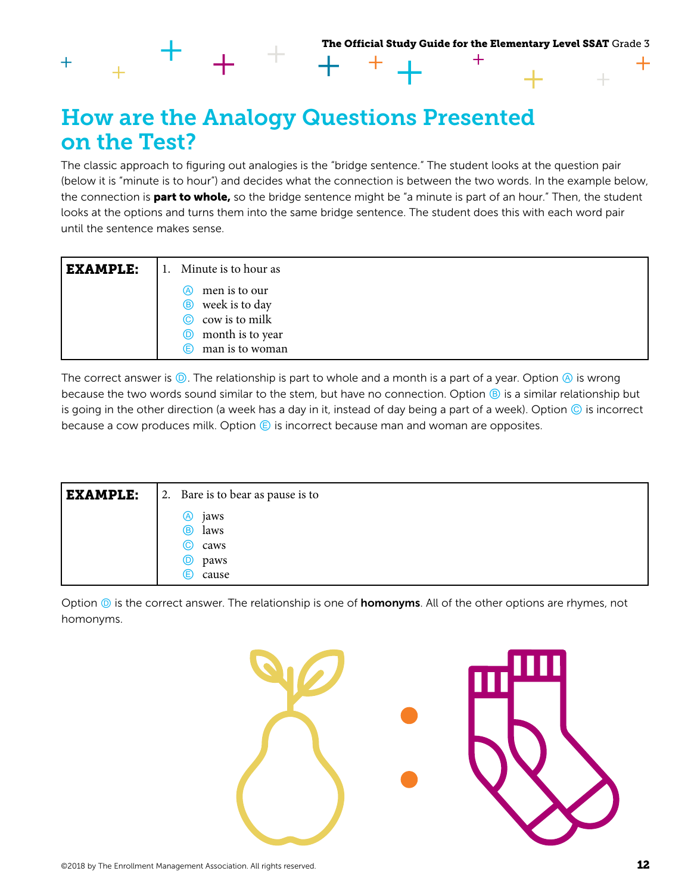## How are the Analogy Questions Presented on the Test?

The classic approach to figuring out analogies is the "bridge sentence." The student looks at the question pair (below it is "minute is to hour") and decides what the connection is between the two words. In the example below, the connection is **part to whole,** so the bridge sentence might be "a minute is part of an hour." Then, the student looks at the options and turns them into the same bridge sentence. The student does this with each word pair until the sentence makes sense.

| **EXAMPLE:** | 1. Minute is to hour as<br>Ⓐ men is to our<br>Ⓑ week is to day<br>Ⓒ cow is to milk<br>Ⓓ month is to year<br>Ⓔ man is to woman |
|---|---|

The correct answer is Ⓓ. The relationship is part to whole and a month is a part of a year. Option Ⓐ is wrong because the two words sound similar to the stem, but have no connection. Option Ⓑ is a similar relationship but is going in the other direction (a week has a day in it, instead of day being a part of a week). Option Ⓒ is incorrect because a cow produces milk. Option Ⓔ is incorrect because man and woman are opposites.

| **EXAMPLE:** | 2. Bare is to bear as pause is to<br>Ⓐ jaws<br>Ⓑ laws<br>Ⓒ caws<br>Ⓓ paws<br>Ⓔ cause |
|---|---|

Option Ⓓ is the correct answer. The relationship is one of **homonyms**. All of the other options are rhymes, not homonyms.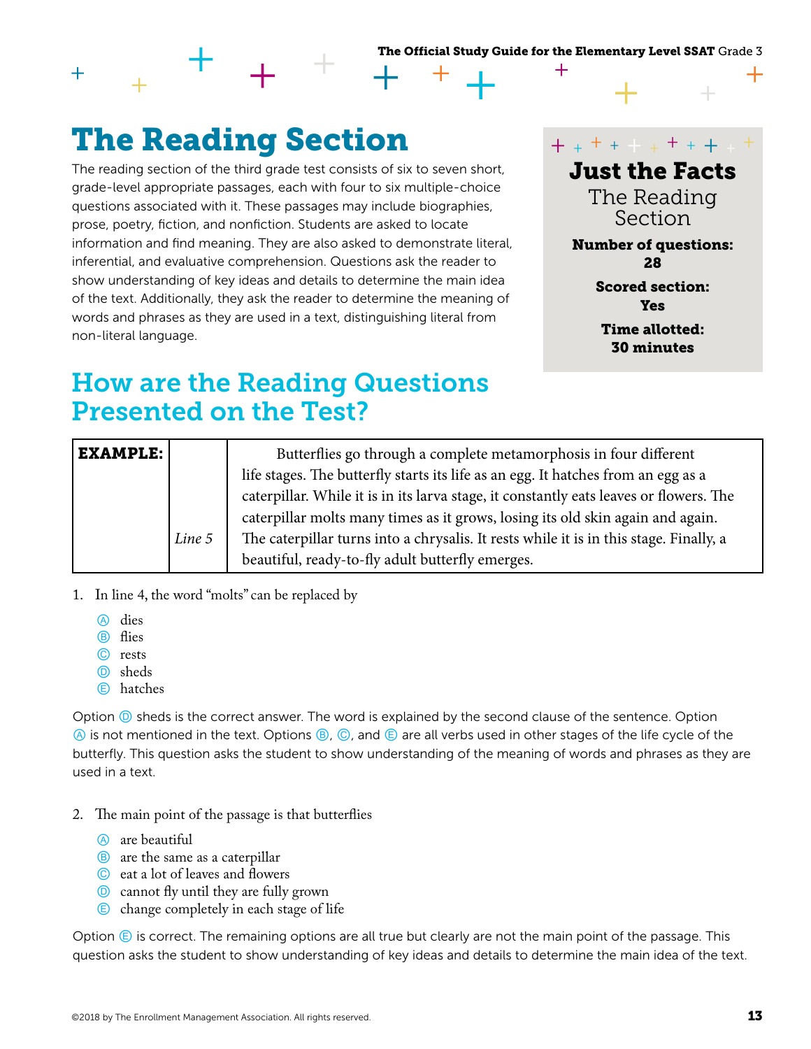# The Reading Section

The reading section of the third grade test consists of six to seven short, grade-level appropriate passages, each with four to six multiple-choice questions associated with it. These passages may include biographies, prose, poetry, fiction, and nonfiction. Students are asked to locate information and find meaning. They are also asked to demonstrate literal, inferential, and evaluative comprehension. Questions ask the reader to show understanding of key ideas and details to determine the main idea of the text. Additionally, they ask the reader to determine the meaning of words and phrases as they are used in a text, distinguishing literal from non-literal language.

**Just the Facts**

The Reading Section

**Number of questions:** 28

**Scored section:** Yes

**Time allotted:** 30 minutes

## How are the Reading Questions Presented on the Test?

| **EXAMPLE:** | | |
|---|---|---|
| | | Butterflies go through a complete metamorphosis in four different life stages. The butterfly starts its life as an egg. It hatches from an egg as a caterpillar. While it is in its larva stage, it constantly eats leaves or flowers. The caterpillar molts many times as it grows, losing its old skin again and again. |
| | *Line 5* | The caterpillar turns into a chrysalis. It rests while it is in this stage. Finally, a beautiful, ready-to-fly adult butterfly emerges. |

1. In line 4, the word "molts" can be replaced by

   Ⓐ dies
   Ⓑ flies
   Ⓒ rests
   Ⓓ sheds
   Ⓔ hatches

Option Ⓓ sheds is the correct answer. The word is explained by the second clause of the sentence. Option Ⓐ is not mentioned in the text. Options Ⓑ, Ⓒ, and Ⓔ are all verbs used in other stages of the life cycle of the butterfly. This question asks the student to show understanding of the meaning of words and phrases as they are used in a text.

2. The main point of the passage is that butterflies

   Ⓐ are beautiful
   Ⓑ are the same as a caterpillar
   Ⓒ eat a lot of leaves and flowers
   Ⓓ cannot fly until they are fully grown
   Ⓔ change completely in each stage of life

Option Ⓔ is correct. The remaining options are all true but clearly are not the main point of the passage. This question asks the student to show understanding of key ideas and details to determine the main idea of the text.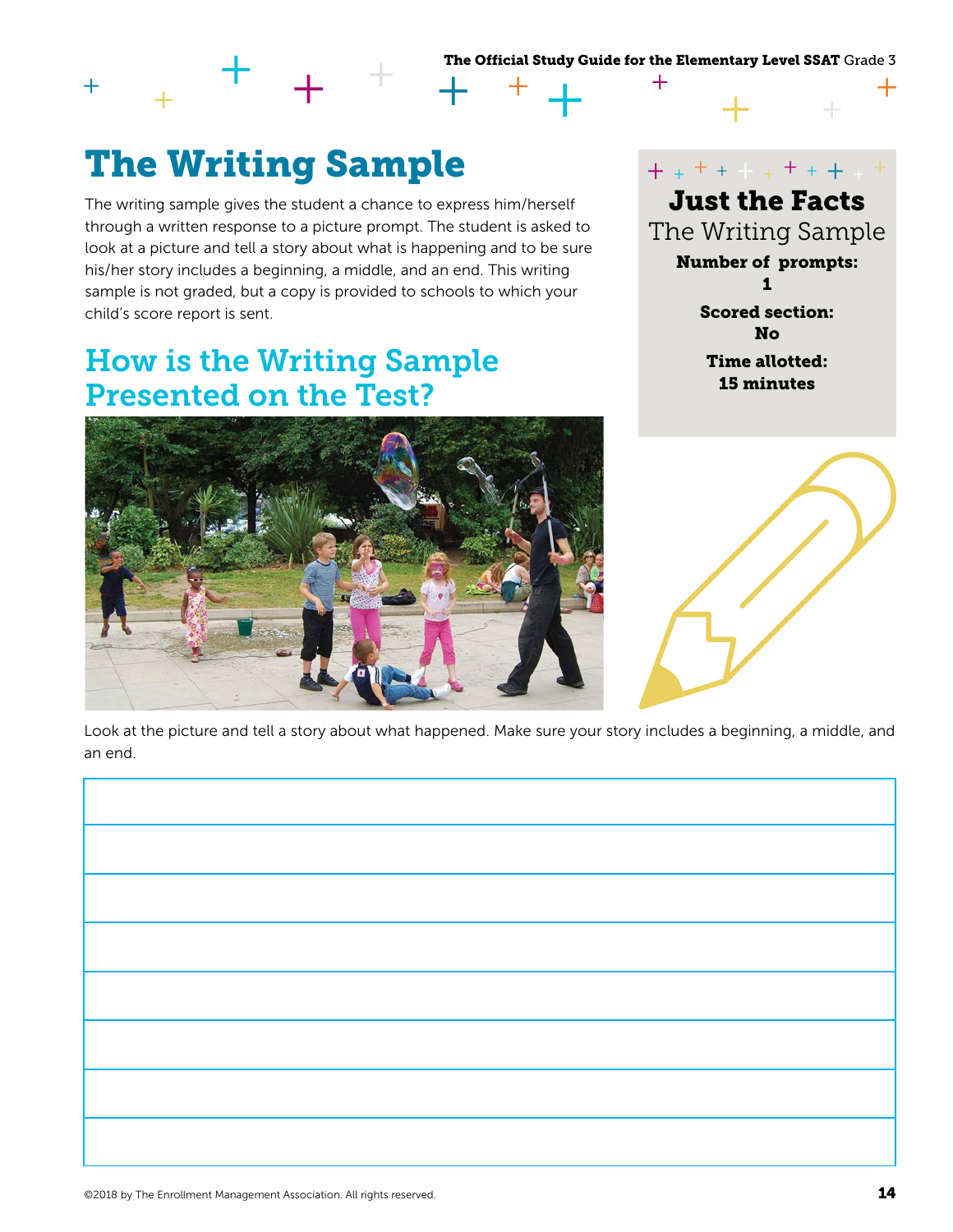# The Writing Sample

The writing sample gives the student a chance to express him/herself through a written response to a picture prompt. The student is asked to look at a picture and tell a story about what is happening and to be sure his/her story includes a beginning, a middle, and an end. This writing sample is not graded, but a copy is provided to schools to which your child's score report is sent.

**Just the Facts**

The Writing Sample

**Number of prompts:** 1

**Scored section:** No

**Time allotted:** 15 minutes

## How is the Writing Sample Presented on the Test?

Look at the picture and tell a story about what happened. Make sure your story includes a beginning, a middle, and an end.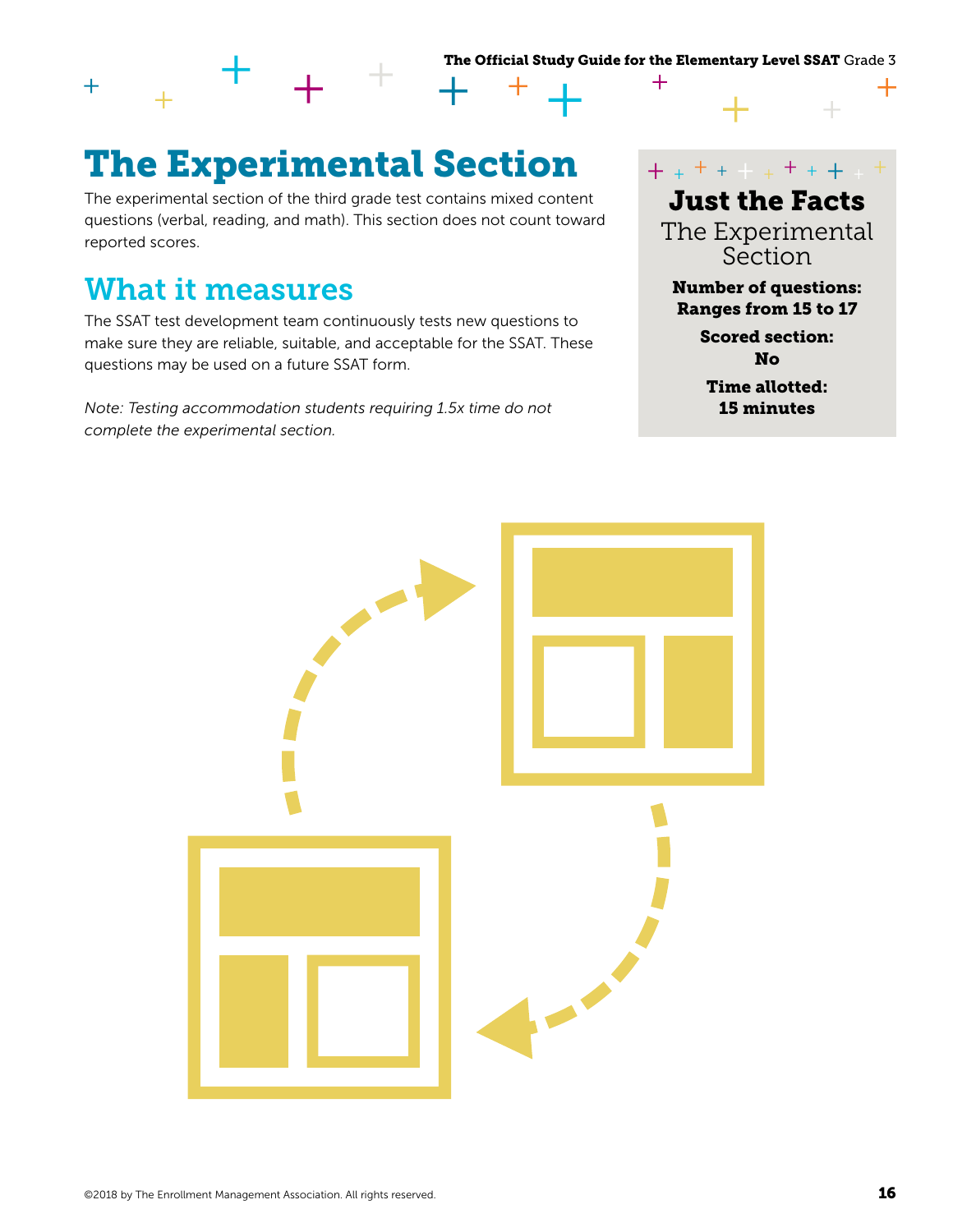# The Experimental Section

The experimental section of the third grade test contains mixed content questions (verbal, reading, and math). This section does not count toward reported scores.

## What it measures

The SSAT test development team continuously tests new questions to make sure they are reliable, suitable, and acceptable for the SSAT. These questions may be used on a future SSAT form.

*Note: Testing accommodation students requiring 1.5x time do not complete the experimental section.*

### Just the Facts
The Experimental Section

**Number of questions:**
**Ranges from 15 to 17**

**Scored section:**
**No**

**Time allotted:**
**15 minutes**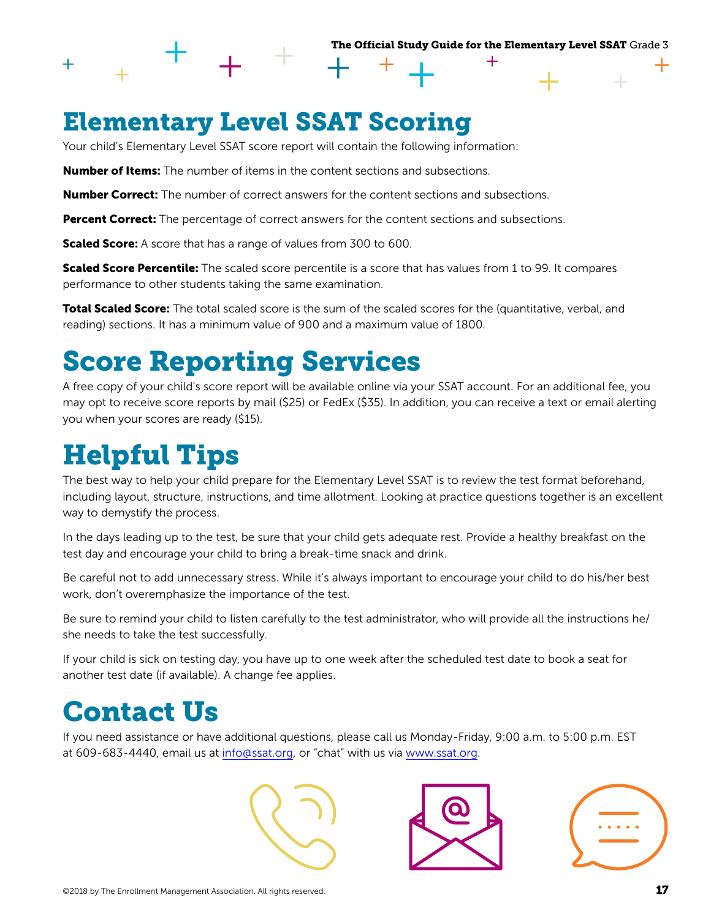# Elementary Level SSAT Scoring

Your child's Elementary Level SSAT score report will contain the following information:

**Number of Items:** The number of items in the content sections and subsections.

**Number Correct:** The number of correct answers for the content sections and subsections.

**Percent Correct:** The percentage of correct answers for the content sections and subsections.

**Scaled Score:** A score that has a range of values from 300 to 600.

**Scaled Score Percentile:** The scaled score percentile is a score that has values from 1 to 99. It compares performance to other students taking the same examination.

**Total Scaled Score:** The total scaled score is the sum of the scaled scores for the (quantitative, verbal, and reading) sections. It has a minimum value of 900 and a maximum value of 1800.

# Score Reporting Services

A free copy of your child's score report will be available online via your SSAT account. For an additional fee, you may opt to receive score reports by mail ($25) or FedEx ($35). In addition, you can receive a text or email alerting you when your scores are ready ($15).

# Helpful Tips

The best way to help your child prepare for the Elementary Level SSAT is to review the test format beforehand, including layout, structure, instructions, and time allotment. Looking at practice questions together is an excellent way to demystify the process.

In the days leading up to the test, be sure that your child gets adequate rest. Provide a healthy breakfast on the test day and encourage your child to bring a break-time snack and drink.

Be careful not to add unnecessary stress. While it's always important to encourage your child to do his/her best work, don't overemphasize the importance of the test.

Be sure to remind your child to listen carefully to the test administrator, who will provide all the instructions he/she needs to take the test successfully.

If your child is sick on testing day, you have up to one week after the scheduled test date to book a seat for another test date (if available). A change fee applies.

# Contact Us

If you need assistance or have additional questions, please call us Monday-Friday, 9:00 a.m. to 5:00 p.m. EST at 609-683-4440, email us at info@ssat.org, or "chat" with us via www.ssat.org.

©2018 by The Enrollment Management Association. All rights reserved.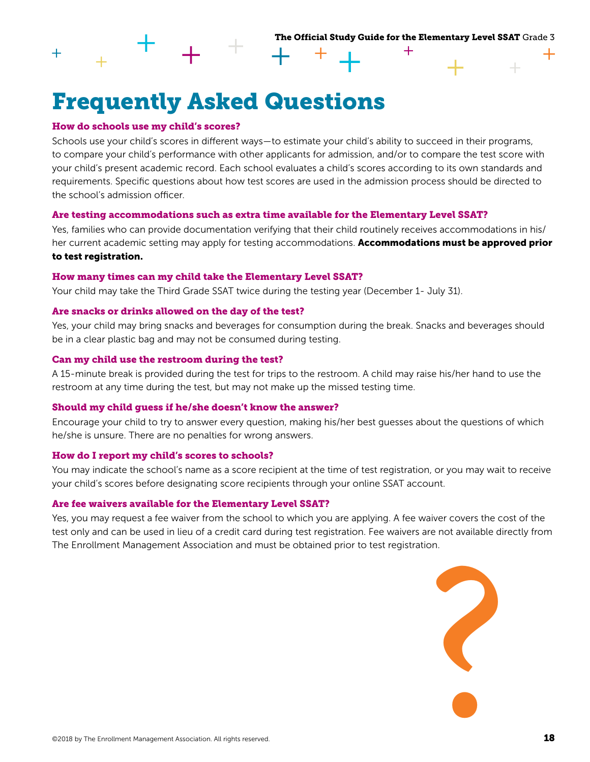# Frequently Asked Questions

### How do schools use my child's scores?

Schools use your child's scores in different ways—to estimate your child's ability to succeed in their programs, to compare your child's performance with other applicants for admission, and/or to compare the test score with your child's present academic record. Each school evaluates a child's scores according to its own standards and requirements. Specific questions about how test scores are used in the admission process should be directed to the school's admission officer.

### Are testing accommodations such as extra time available for the Elementary Level SSAT?

Yes, families who can provide documentation verifying that their child routinely receives accommodations in his/her current academic setting may apply for testing accommodations. **Accommodations must be approved prior to test registration.**

### How many times can my child take the Elementary Level SSAT?

Your child may take the Third Grade SSAT twice during the testing year (December 1- July 31).

### Are snacks or drinks allowed on the day of the test?

Yes, your child may bring snacks and beverages for consumption during the break. Snacks and beverages should be in a clear plastic bag and may not be consumed during testing.

### Can my child use the restroom during the test?

A 15-minute break is provided during the test for trips to the restroom. A child may raise his/her hand to use the restroom at any time during the test, but may not make up the missed testing time.

### Should my child guess if he/she doesn't know the answer?

Encourage your child to try to answer every question, making his/her best guesses about the questions of which he/she is unsure. There are no penalties for wrong answers.

### How do I report my child's scores to schools?

You may indicate the school's name as a score recipient at the time of test registration, or you may wait to receive your child's scores before designating score recipients through your online SSAT account.

### Are fee waivers available for the Elementary Level SSAT?

Yes, you may request a fee waiver from the school to which you are applying. A fee waiver covers the cost of the test only and can be used in lieu of a credit card during test registration. Fee waivers are not available directly from The Enrollment Management Association and must be obtained prior to test registration.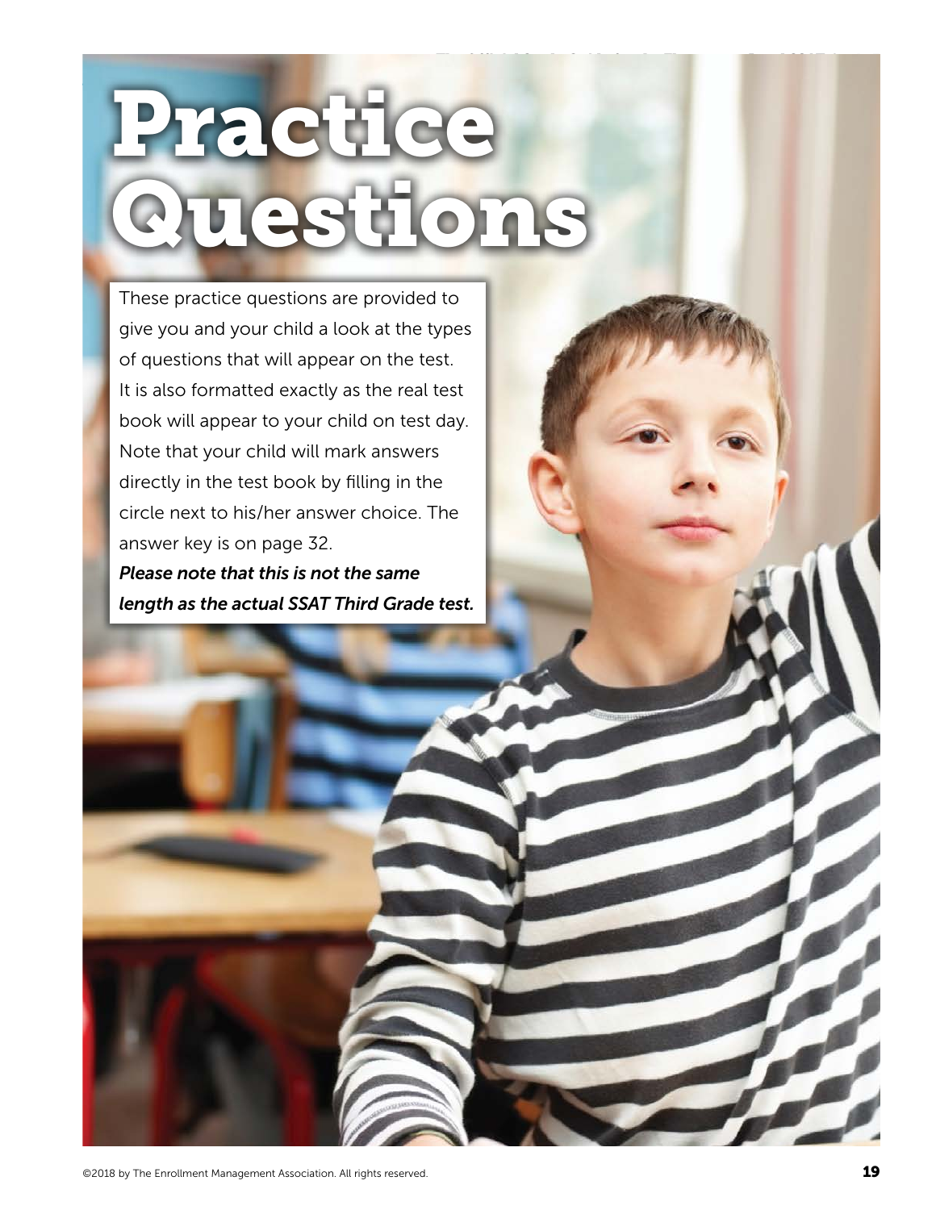# Practice Questions

These practice questions are provided to give you and your child a look at the types of questions that will appear on the test. It is also formatted exactly as the real test book will appear to your child on test day. Note that your child will mark answers directly in the test book by filling in the circle next to his/her answer choice. The answer key is on page 32.

***Please note that this is not the same length as the actual SSAT Third Grade test.***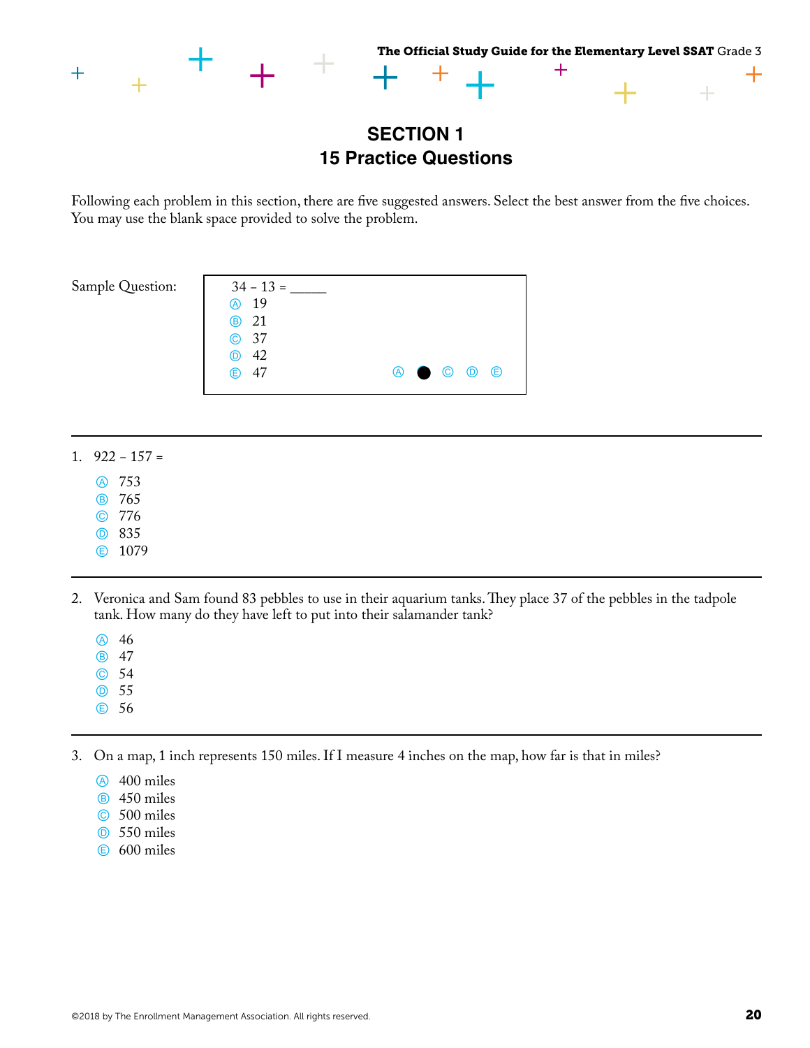# SECTION 1
## 15 Practice Questions

Following each problem in this section, there are five suggested answers. Select the best answer from the five choices. You may use the blank space provided to solve the problem.

Sample Question:

34 – 13 = _____

Ⓐ 19
Ⓑ 21
Ⓒ 37
Ⓓ 42
Ⓔ 47

Ⓐ ● Ⓒ Ⓓ Ⓔ

---

1. 922 – 157 =

Ⓐ 753
Ⓑ 765
Ⓒ 776
Ⓓ 835
Ⓔ 1079

---

2. Veronica and Sam found 83 pebbles to use in their aquarium tanks. They place 37 of the pebbles in the tadpole tank. How many do they have left to put into their salamander tank?

Ⓐ 46
Ⓑ 47
Ⓒ 54
Ⓓ 55
Ⓔ 56

---

3. On a map, 1 inch represents 150 miles. If I measure 4 inches on the map, how far is that in miles?

Ⓐ 400 miles
Ⓑ 450 miles
Ⓒ 500 miles
Ⓓ 550 miles
Ⓔ 600 miles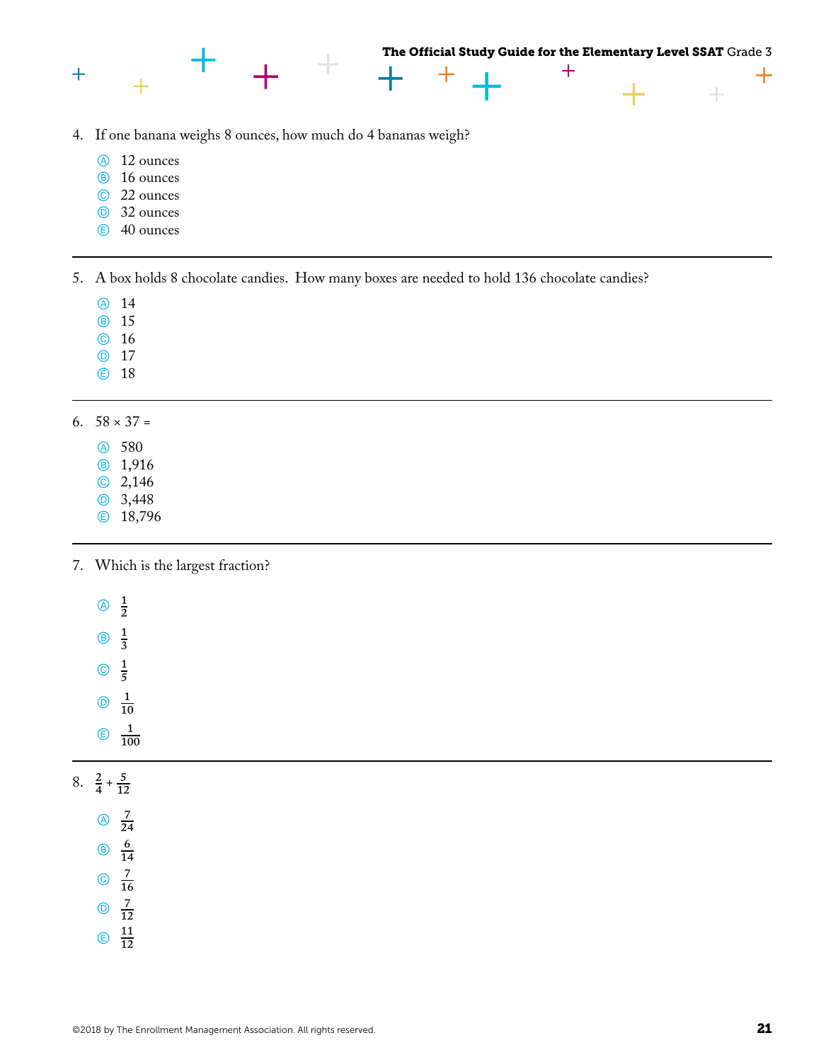4. If one banana weighs 8 ounces, how much do 4 bananas weigh?

   Ⓐ 12 ounces
   Ⓑ 16 ounces
   Ⓒ 22 ounces
   Ⓓ 32 ounces
   Ⓔ 40 ounces

---

5. A box holds 8 chocolate candies. How many boxes are needed to hold 136 chocolate candies?

   Ⓐ 14
   Ⓑ 15
   Ⓒ 16
   Ⓓ 17
   Ⓔ 18

---

6. $58 \times 37 =$

   Ⓐ 580
   Ⓑ 1,916
   Ⓒ 2,146
   Ⓓ 3,448
   Ⓔ 18,796

---

7. Which is the largest fraction?

   Ⓐ $\frac{1}{2}$

   Ⓑ $\frac{1}{3}$

   Ⓒ $\frac{1}{5}$

   Ⓓ $\frac{1}{10}$

   Ⓔ $\frac{1}{100}$

---

8. $\frac{2}{4} + \frac{5}{12}$

   Ⓐ $\frac{7}{24}$

   Ⓑ $\frac{6}{14}$

   Ⓒ $\frac{7}{16}$

   Ⓓ $\frac{7}{12}$

   Ⓔ $\frac{11}{12}$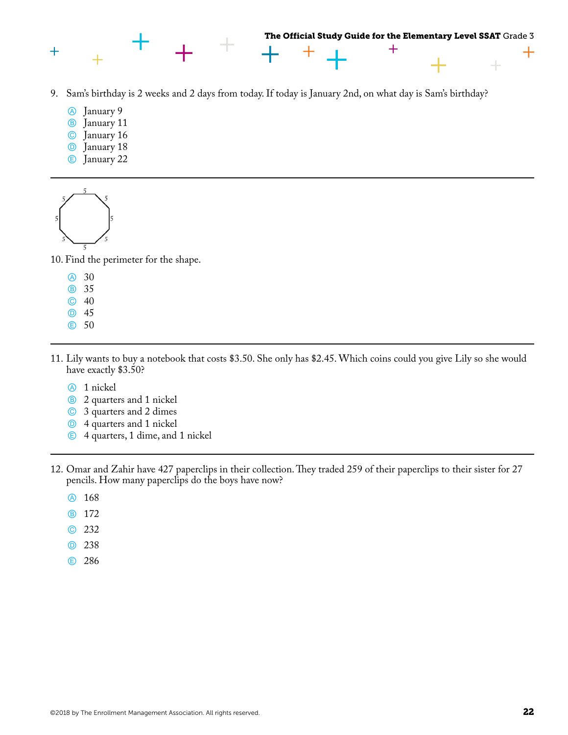9. Sam's birthday is 2 weeks and 2 days from today. If today is January 2nd, on what day is Sam's birthday?

   Ⓐ January 9
   Ⓑ January 11
   Ⓒ January 16
   Ⓓ January 18
   Ⓔ January 22

---

10. Find the perimeter for the shape.

   Ⓐ 30
   Ⓑ 35
   Ⓒ 40
   Ⓓ 45
   Ⓔ 50

---

11. Lily wants to buy a notebook that costs $3.50. She only has $2.45. Which coins could you give Lily so she would have exactly $3.50?

   Ⓐ 1 nickel
   Ⓑ 2 quarters and 1 nickel
   Ⓒ 3 quarters and 2 dimes
   Ⓓ 4 quarters and 1 nickel
   Ⓔ 4 quarters, 1 dime, and 1 nickel

---

12. Omar and Zahir have 427 paperclips in their collection. They traded 259 of their paperclips to their sister for 27 pencils. How many paperclips do the boys have now?

   Ⓐ 168
   Ⓑ 172
   Ⓒ 232
   Ⓓ 238
   Ⓔ 286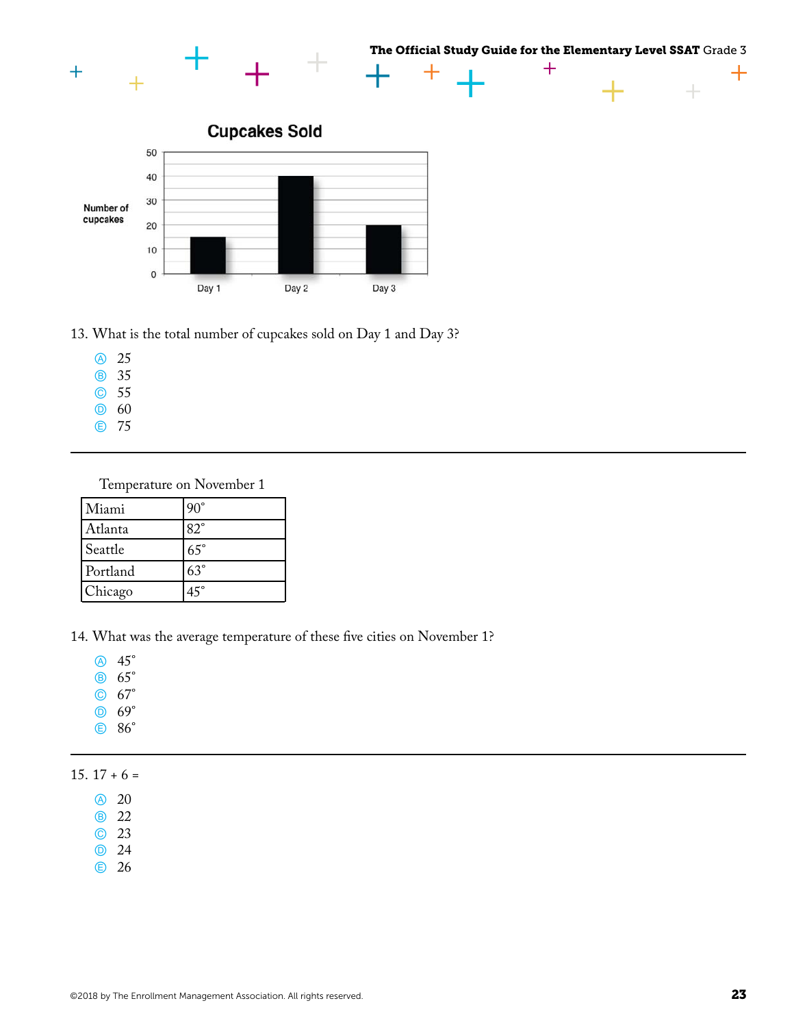**Cupcakes Sold**

13. What is the total number of cupcakes sold on Day 1 and Day 3?

- Ⓐ 25
- Ⓑ 35
- Ⓒ 55
- Ⓓ 60
- Ⓔ 75

---

Temperature on November 1

| Miami | 90° |
|---|---|
| Atlanta | 82° |
| Seattle | 65° |
| Portland | 63° |
| Chicago | 45° |

14. What was the average temperature of these five cities on November 1?

- Ⓐ 45°
- Ⓑ 65°
- Ⓒ 67°
- Ⓓ 69°
- Ⓔ 86°

---

15. 17 + 6 =

- Ⓐ 20
- Ⓑ 22
- Ⓒ 23
- Ⓓ 24
- Ⓔ 26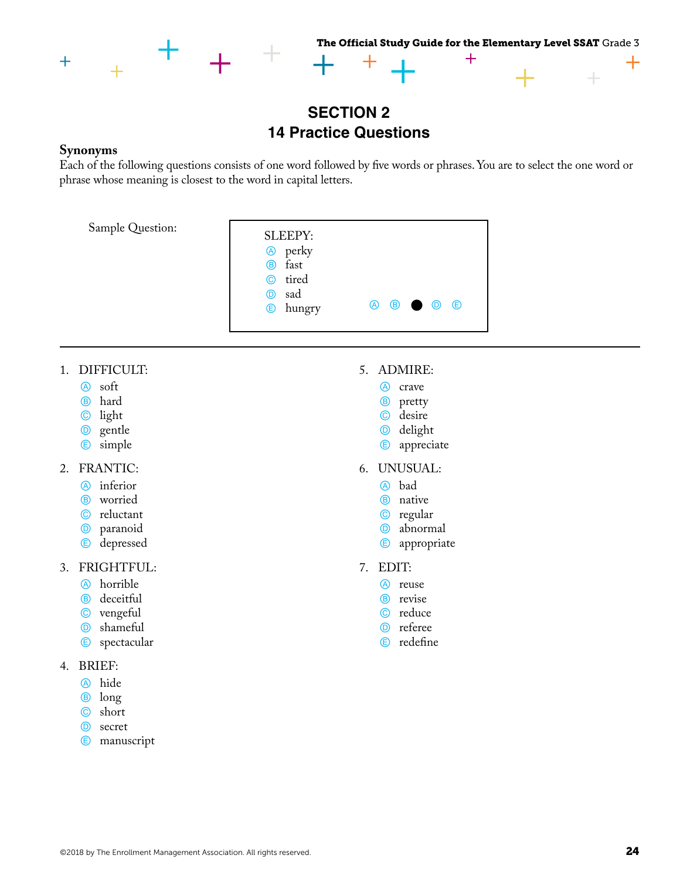# SECTION 2
# 14 Practice Questions

## Synonyms

Each of the following questions consists of one word followed by five words or phrases. You are to select the one word or phrase whose meaning is closest to the word in capital letters.

Sample Question:

SLEEPY:
- Ⓐ perky
- Ⓑ fast
- Ⓒ tired
- Ⓓ sad
- Ⓔ hungry

Ⓐ Ⓑ ● Ⓓ Ⓔ

---

1. DIFFICULT:
   - Ⓐ soft
   - Ⓑ hard
   - Ⓒ light
   - Ⓓ gentle
   - Ⓔ simple

2. FRANTIC:
   - Ⓐ inferior
   - Ⓑ worried
   - Ⓒ reluctant
   - Ⓓ paranoid
   - Ⓔ depressed

3. FRIGHTFUL:
   - Ⓐ horrible
   - Ⓑ deceitful
   - Ⓒ vengeful
   - Ⓓ shameful
   - Ⓔ spectacular

4. BRIEF:
   - Ⓐ hide
   - Ⓑ long
   - Ⓒ short
   - Ⓓ secret
   - Ⓔ manuscript

5. ADMIRE:
   - Ⓐ crave
   - Ⓑ pretty
   - Ⓒ desire
   - Ⓓ delight
   - Ⓔ appreciate

6. UNUSUAL:
   - Ⓐ bad
   - Ⓑ native
   - Ⓒ regular
   - Ⓓ abnormal
   - Ⓔ appropriate

7. EDIT:
   - Ⓐ reuse
   - Ⓑ revise
   - Ⓒ reduce
   - Ⓓ referee
   - Ⓔ redefine

©2018 by The Enrollment Management Association. All rights reserved.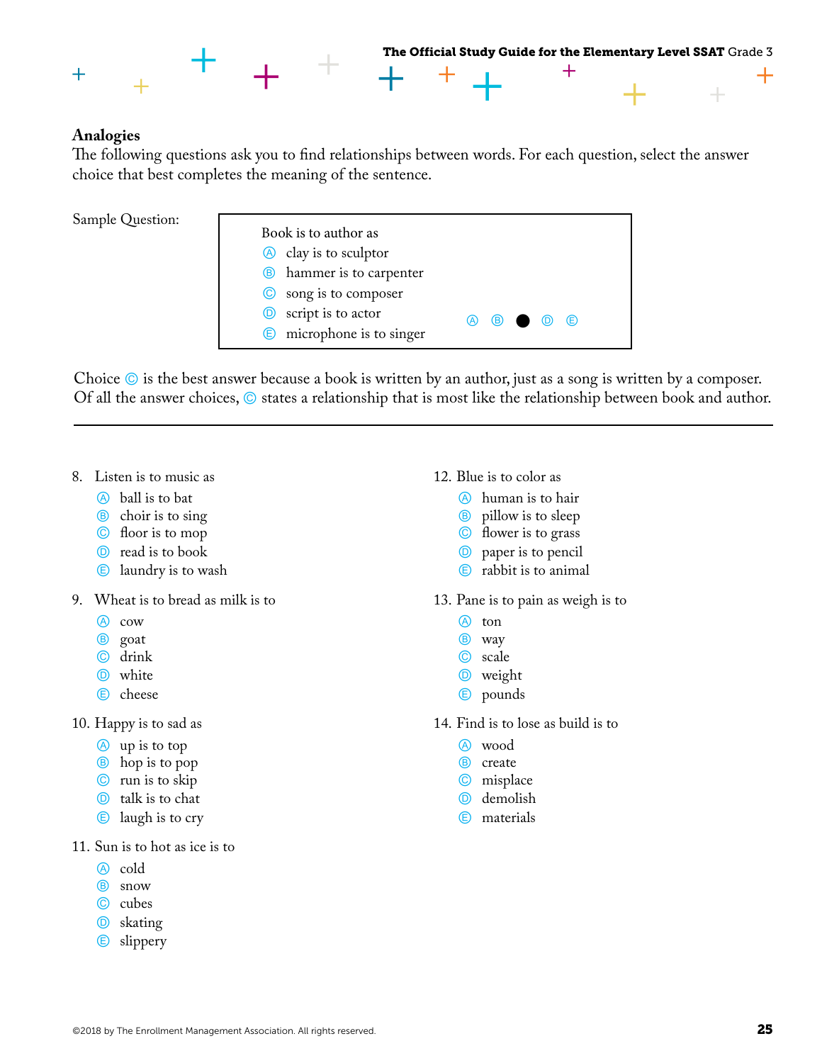## Analogies

The following questions ask you to find relationships between words. For each question, select the answer choice that best completes the meaning of the sentence.

Sample Question:

Book is to author as

- Ⓐ clay is to sculptor
- Ⓑ hammer is to carpenter
- Ⓒ song is to composer
- Ⓓ script is to actor
- Ⓔ microphone is to singer

Ⓐ Ⓑ ● Ⓓ Ⓔ

Choice Ⓒ is the best answer because a book is written by an author, just as a song is written by a composer. Of all the answer choices, Ⓒ states a relationship that is most like the relationship between book and author.

---

8. Listen is to music as
   - Ⓐ ball is to bat
   - Ⓑ choir is to sing
   - Ⓒ floor is to mop
   - Ⓓ read is to book
   - Ⓔ laundry is to wash

9. Wheat is to bread as milk is to
   - Ⓐ cow
   - Ⓑ goat
   - Ⓒ drink
   - Ⓓ white
   - Ⓔ cheese

10. Happy is to sad as
    - Ⓐ up is to top
    - Ⓑ hop is to pop
    - Ⓒ run is to skip
    - Ⓓ talk is to chat
    - Ⓔ laugh is to cry

11. Sun is to hot as ice is to
    - Ⓐ cold
    - Ⓑ snow
    - Ⓒ cubes
    - Ⓓ skating
    - Ⓔ slippery

12. Blue is to color as
    - Ⓐ human is to hair
    - Ⓑ pillow is to sleep
    - Ⓒ flower is to grass
    - Ⓓ paper is to pencil
    - Ⓔ rabbit is to animal

13. Pane is to pain as weigh is to
    - Ⓐ ton
    - Ⓑ way
    - Ⓒ scale
    - Ⓓ weight
    - Ⓔ pounds

14. Find is to lose as build is to
    - Ⓐ wood
    - Ⓑ create
    - Ⓒ misplace
    - Ⓓ demolish
    - Ⓔ materials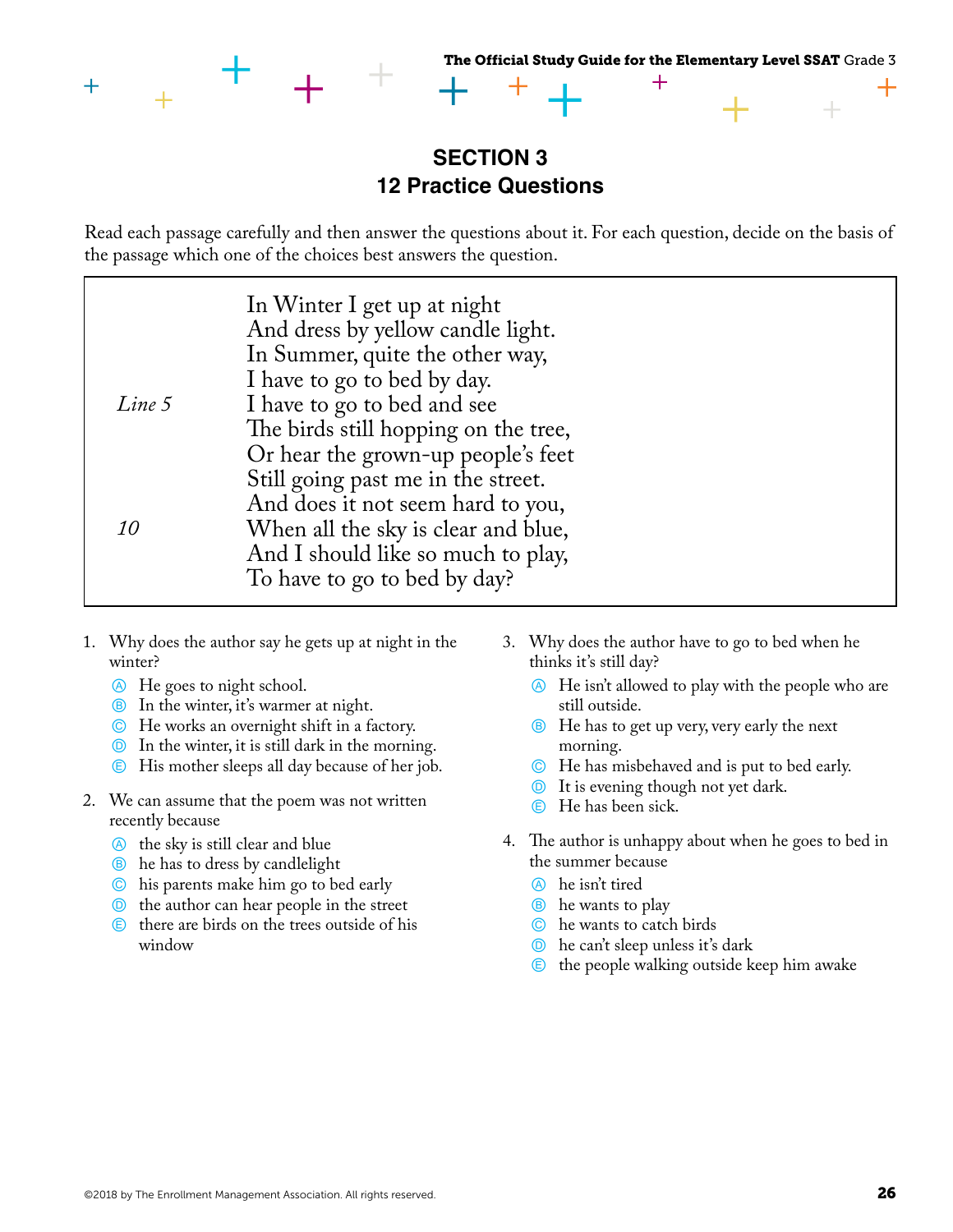## SECTION 3
## 12 Practice Questions

Read each passage carefully and then answer the questions about it. For each question, decide on the basis of the passage which one of the choices best answers the question.

In Winter I get up at night
And dress by yellow candle light.
In Summer, quite the other way,
I have to go to bed by day.
*Line 5* I have to go to bed and see
The birds still hopping on the tree,
Or hear the grown-up people's feet
Still going past me in the street.
And does it not seem hard to you,
*10* When all the sky is clear and blue,
And I should like so much to play,
To have to go to bed by day?

1. Why does the author say he gets up at night in the winter?
   - Ⓐ He goes to night school.
   - Ⓑ In the winter, it's warmer at night.
   - Ⓒ He works an overnight shift in a factory.
   - Ⓓ In the winter, it is still dark in the morning.
   - Ⓔ His mother sleeps all day because of her job.

2. We can assume that the poem was not written recently because
   - Ⓐ the sky is still clear and blue
   - Ⓑ he has to dress by candlelight
   - Ⓒ his parents make him go to bed early
   - Ⓓ the author can hear people in the street
   - Ⓔ there are birds on the trees outside of his window

3. Why does the author have to go to bed when he thinks it's still day?
   - Ⓐ He isn't allowed to play with the people who are still outside.
   - Ⓑ He has to get up very, very early the next morning.
   - Ⓒ He has misbehaved and is put to bed early.
   - Ⓓ It is evening though not yet dark.
   - Ⓔ He has been sick.

4. The author is unhappy about when he goes to bed in the summer because
   - Ⓐ he isn't tired
   - Ⓑ he wants to play
   - Ⓒ he wants to catch birds
   - Ⓓ he can't sleep unless it's dark
   - Ⓔ the people walking outside keep him awake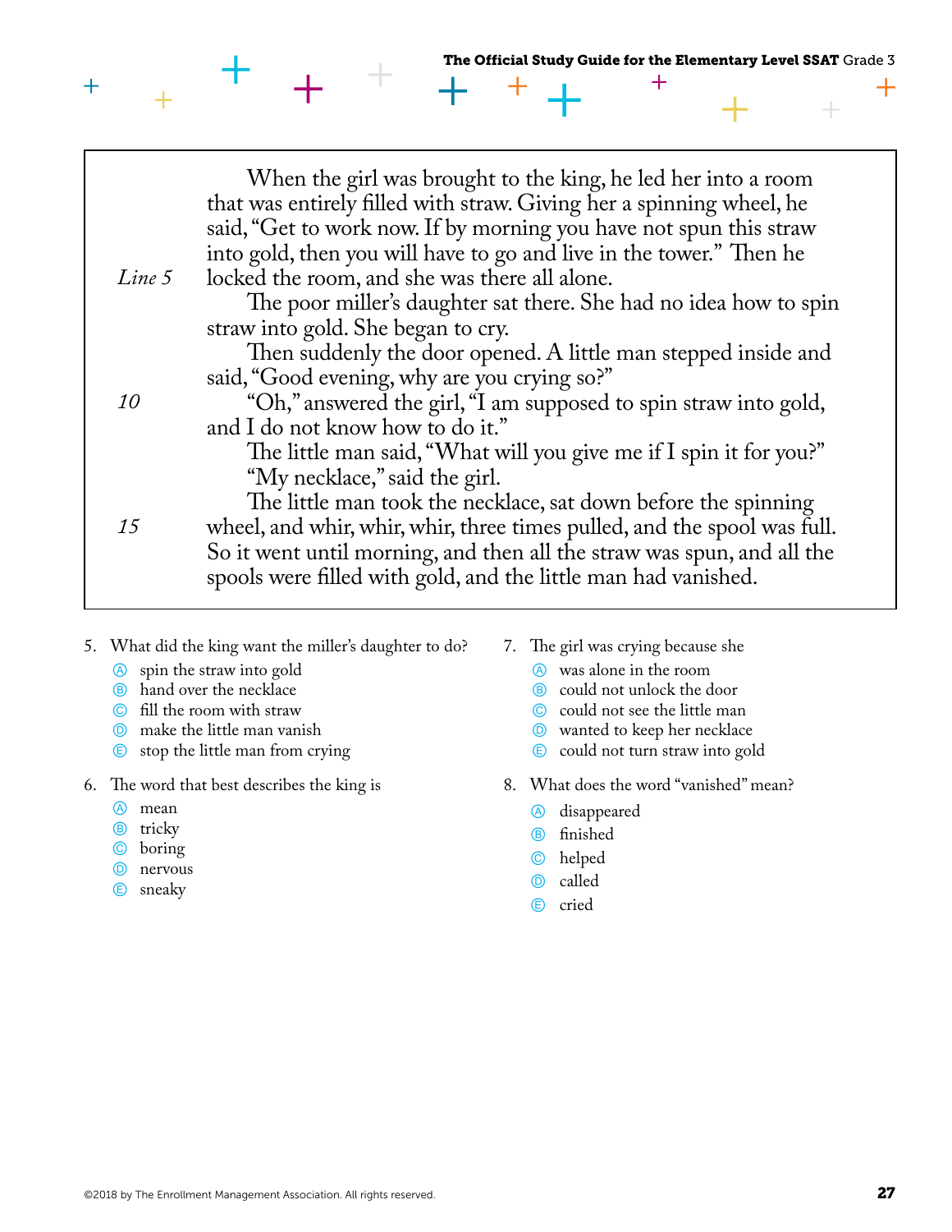When the girl was brought to the king, he led her into a room that was entirely filled with straw. Giving her a spinning wheel, he said, "Get to work now. If by morning you have not spun this straw into gold, then you will have to go and live in the tower." Then he *Line 5* locked the room, and she was there all alone.

The poor miller's daughter sat there. She had no idea how to spin straw into gold. She began to cry.

Then suddenly the door opened. A little man stepped inside and said, "Good evening, why are you crying so?"

*10* "Oh," answered the girl, "I am supposed to spin straw into gold, and I do not know how to do it."

The little man said, "What will you give me if I spin it for you?"

"My necklace," said the girl.

The little man took the necklace, sat down before the spinning *15* wheel, and whir, whir, whir, three times pulled, and the spool was full. So it went until morning, and then all the straw was spun, and all the spools were filled with gold, and the little man had vanished.

5. What did the king want the miller's daughter to do?
   - Ⓐ spin the straw into gold
   - Ⓑ hand over the necklace
   - Ⓒ fill the room with straw
   - Ⓓ make the little man vanish
   - Ⓔ stop the little man from crying

6. The word that best describes the king is
   - Ⓐ mean
   - Ⓑ tricky
   - Ⓒ boring
   - Ⓓ nervous
   - Ⓔ sneaky

7. The girl was crying because she
   - Ⓐ was alone in the room
   - Ⓑ could not unlock the door
   - Ⓒ could not see the little man
   - Ⓓ wanted to keep her necklace
   - Ⓔ could not turn straw into gold

8. What does the word "vanished" mean?
   - Ⓐ disappeared
   - Ⓑ finished
   - Ⓒ helped
   - Ⓓ called
   - Ⓔ cried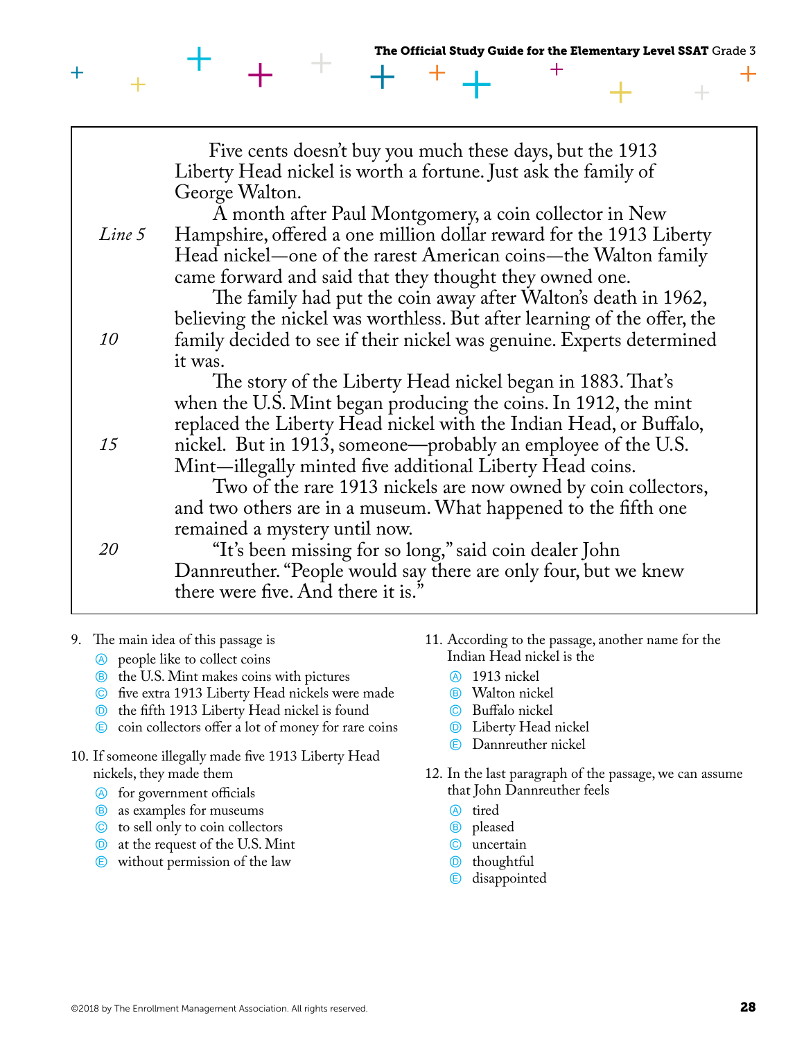Five cents doesn't buy you much these days, but the 1913 Liberty Head nickel is worth a fortune. Just ask the family of George Walton.

A month after Paul Montgomery, a coin collector in New Hampshire, offered a one million dollar reward for the 1913 Liberty Head nickel—one of the rarest American coins—the Walton family came forward and said that they thought they owned one.

The family had put the coin away after Walton's death in 1962, believing the nickel was worthless. But after learning of the offer, the family decided to see if their nickel was genuine. Experts determined it was.

The story of the Liberty Head nickel began in 1883. That's when the U.S. Mint began producing the coins. In 1912, the mint replaced the Liberty Head nickel with the Indian Head, or Buffalo, nickel. But in 1913, someone—probably an employee of the U.S. Mint—illegally minted five additional Liberty Head coins.

Two of the rare 1913 nickels are now owned by coin collectors, and two others are in a museum. What happened to the fifth one remained a mystery until now.

"It's been missing for so long," said coin dealer John Dannreuther. "People would say there are only four, but we knew there were five. And there it is."

9. The main idea of this passage is
   - Ⓐ people like to collect coins
   - Ⓑ the U.S. Mint makes coins with pictures
   - Ⓒ five extra 1913 Liberty Head nickels were made
   - Ⓓ the fifth 1913 Liberty Head nickel is found
   - Ⓔ coin collectors offer a lot of money for rare coins

10. If someone illegally made five 1913 Liberty Head nickels, they made them
    - Ⓐ for government officials
    - Ⓑ as examples for museums
    - Ⓒ to sell only to coin collectors
    - Ⓓ at the request of the U.S. Mint
    - Ⓔ without permission of the law

11. According to the passage, another name for the Indian Head nickel is the
    - Ⓐ 1913 nickel
    - Ⓑ Walton nickel
    - Ⓒ Buffalo nickel
    - Ⓓ Liberty Head nickel
    - Ⓔ Dannreuther nickel

12. In the last paragraph of the passage, we can assume that John Dannreuther feels
    - Ⓐ tired
    - Ⓑ pleased
    - Ⓒ uncertain
    - Ⓓ thoughtful
    - Ⓔ disappointed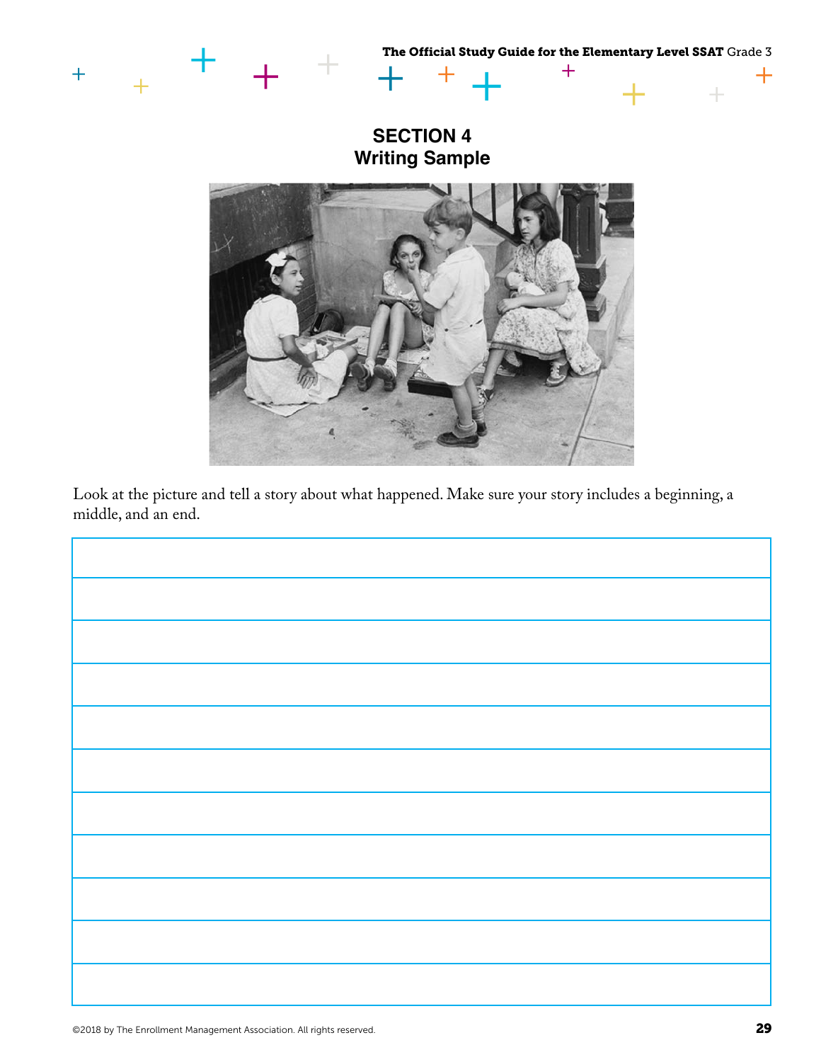## SECTION 4
## Writing Sample

Look at the picture and tell a story about what happened. Make sure your story includes a beginning, a middle, and an end.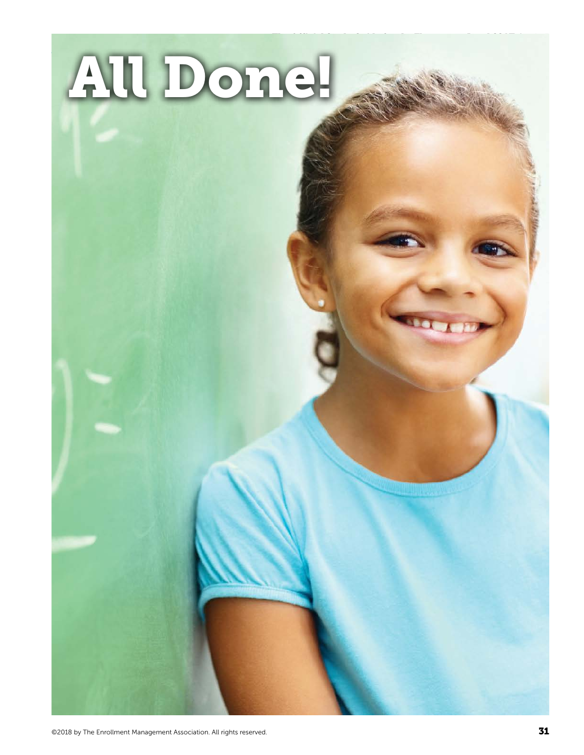# All Done!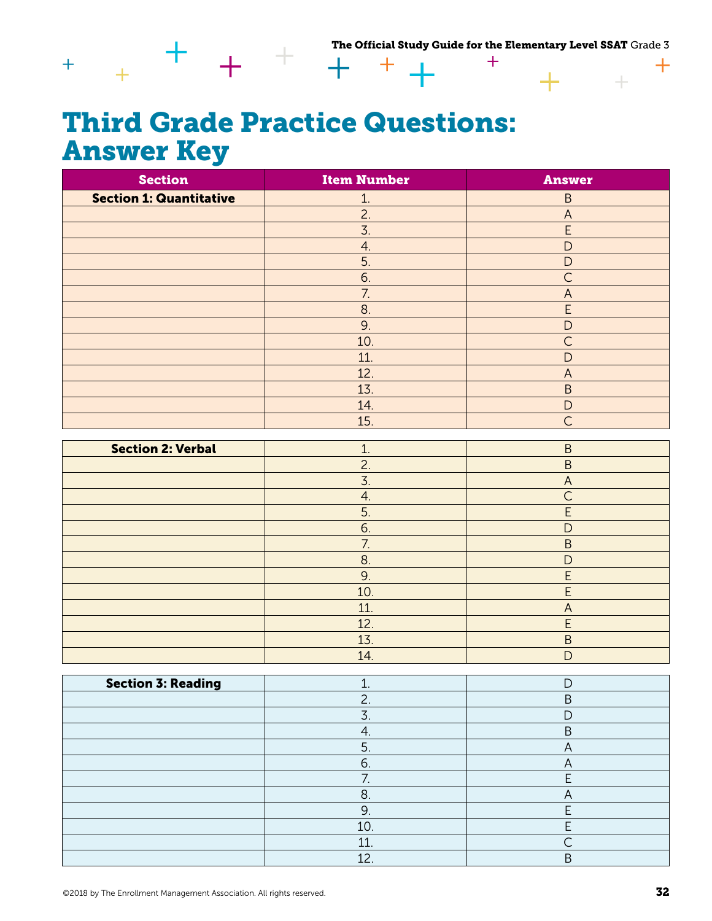# Third Grade Practice Questions: Answer Key

| Section | Item Number | Answer |
|---|---|---|
| **Section 1: Quantitative** | 1. | B |
| | 2. | A |
| | 3. | E |
| | 4. | D |
| | 5. | D |
| | 6. | C |
| | 7. | A |
| | 8. | E |
| | 9. | D |
| | 10. | C |
| | 11. | D |
| | 12. | A |
| | 13. | B |
| | 14. | D |
| | 15. | C |
| **Section 2: Verbal** | 1. | B |
| | 2. | B |
| | 3. | A |
| | 4. | C |
| | 5. | E |
| | 6. | D |
| | 7. | B |
| | 8. | D |
| | 9. | E |
| | 10. | E |
| | 11. | A |
| | 12. | E |
| | 13. | B |
| | 14. | D |
| **Section 3: Reading** | 1. | D |
| | 2. | B |
| | 3. | D |
| | 4. | B |
| | 5. | A |
| | 6. | A |
| | 7. | E |
| | 8. | A |
| | 9. | E |
| | 10. | E |
| | 11. | C |
| | 12. | B |

©2018 by The Enrollment Management Association. All rights reserved.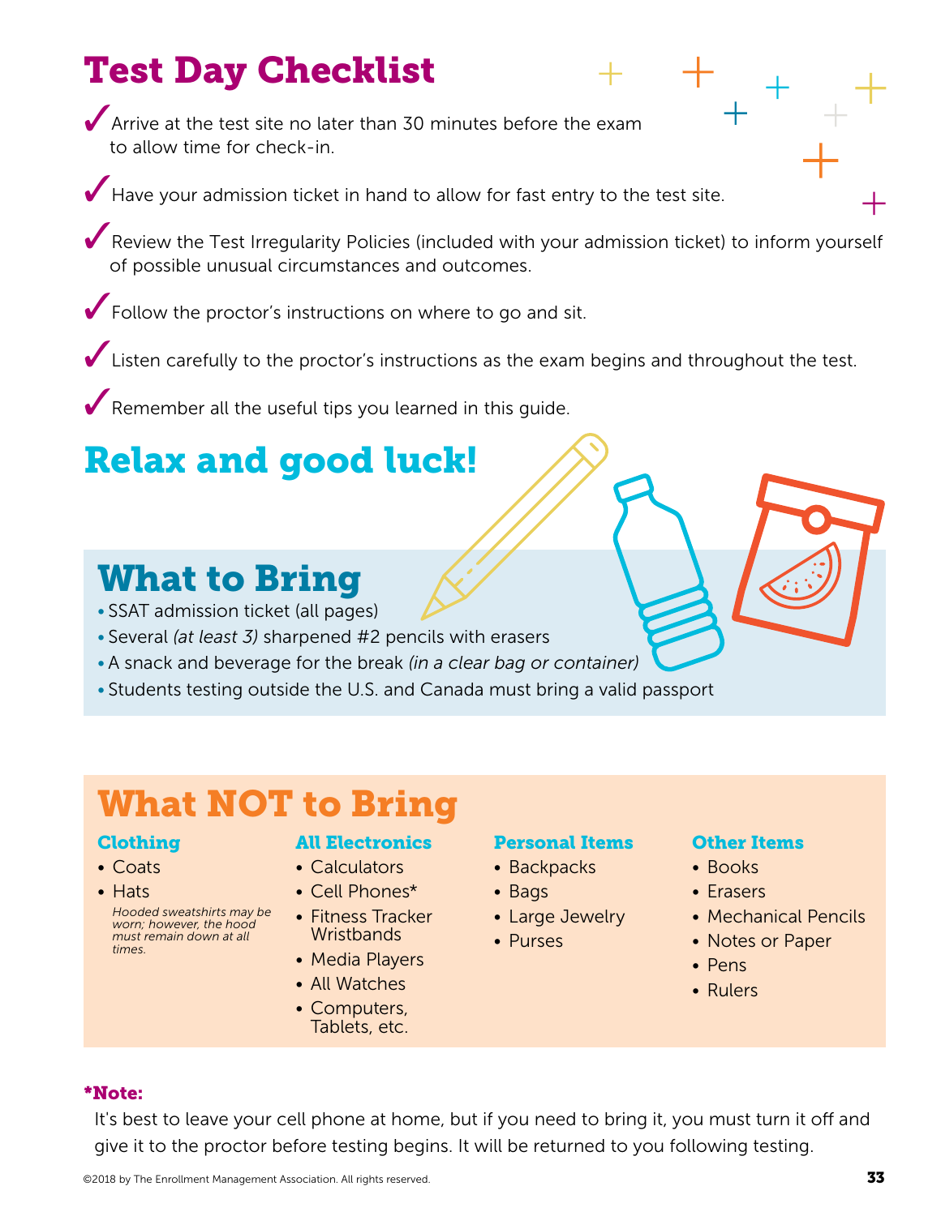# Test Day Checklist

✓ Arrive at the test site no later than 30 minutes before the exam to allow time for check-in.

✓ Have your admission ticket in hand to allow for fast entry to the test site.

✓ Review the Test Irregularity Policies (included with your admission ticket) to inform yourself of possible unusual circumstances and outcomes.

✓ Follow the proctor's instructions on where to go and sit.

✓ Listen carefully to the proctor's instructions as the exam begins and throughout the test.

✓ Remember all the useful tips you learned in this guide.

## Relax and good luck!

## What to Bring

- SSAT admission ticket (all pages)
- Several *(at least 3)* sharpened #2 pencils with erasers
- A snack and beverage for the break *(in a clear bag or container)*
- Students testing outside the U.S. and Canada must bring a valid passport

## What NOT to Bring

### Clothing

- Coats
- Hats

*Hooded sweatshirts may be worn; however, the hood must remain down at all times.*

### All Electronics

- Calculators
- Cell Phones*
- Fitness Tracker Wristbands
- Media Players
- All Watches
- Computers, Tablets, etc.

### Personal Items

- Backpacks
- Bags
- Large Jewelry
- Purses

### Other Items

- Books
- Erasers
- Mechanical Pencils
- Notes or Paper
- Pens
- Rulers

**\*Note:**

It's best to leave your cell phone at home, but if you need to bring it, you must turn it off and give it to the proctor before testing begins. It will be returned to you following testing.

©2018 by The Enrollment Management Association. All rights reserved.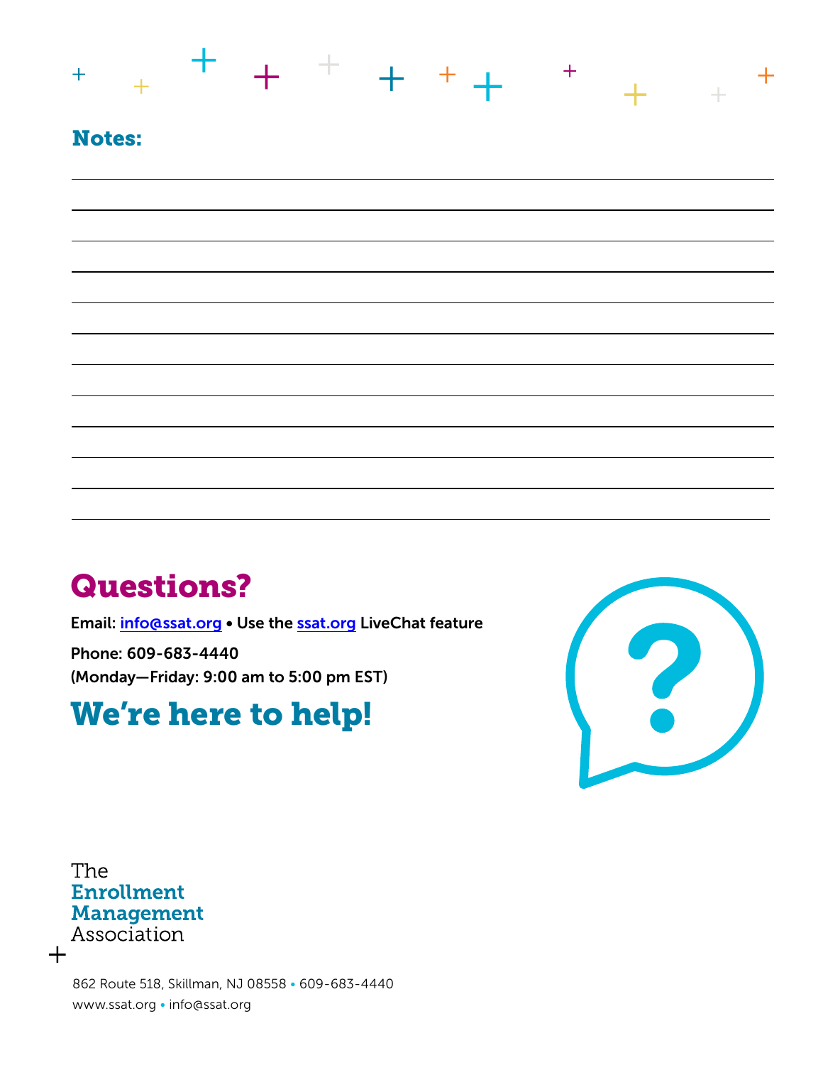## Notes:

## Questions?

**Email: info@ssat.org • Use the ssat.org LiveChat feature**

**Phone: 609-683-4440**
**(Monday—Friday: 9:00 am to 5:00 pm EST)**

## We're here to help!

The
**Enrollment**
**Management**
Association

862 Route 518, Skillman, NJ 08558 • 609-683-4440
www.ssat.org • info@ssat.org